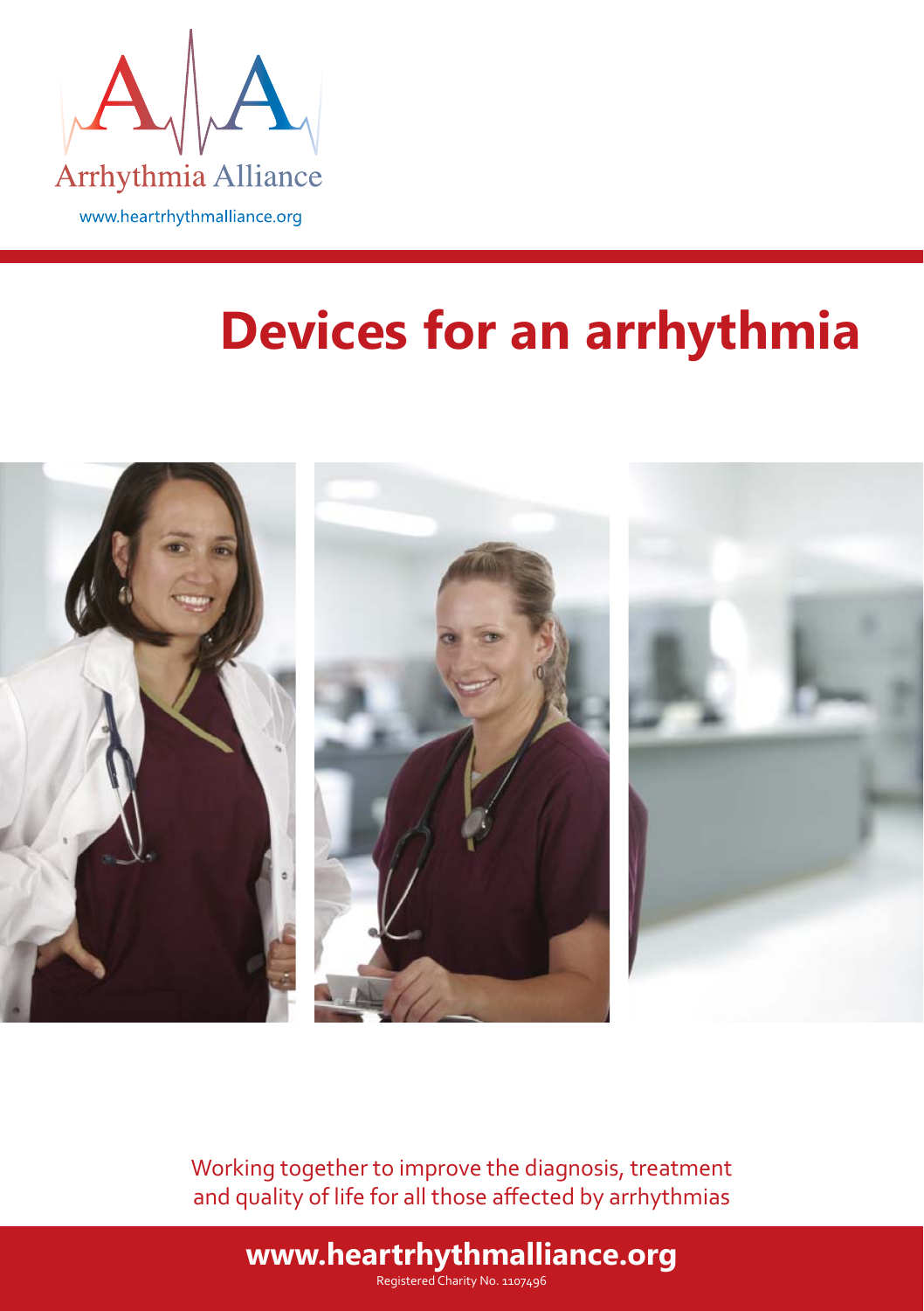Arrhythmia Alliance

www.heartrhythmalliance.org

# Devices for an arrhythmia

Working together to improve the diagnosis, treatment and quality of life for all those affected by arrhythmias

**www.heartrhythmalliance.org**

Registered Charity No. 1107496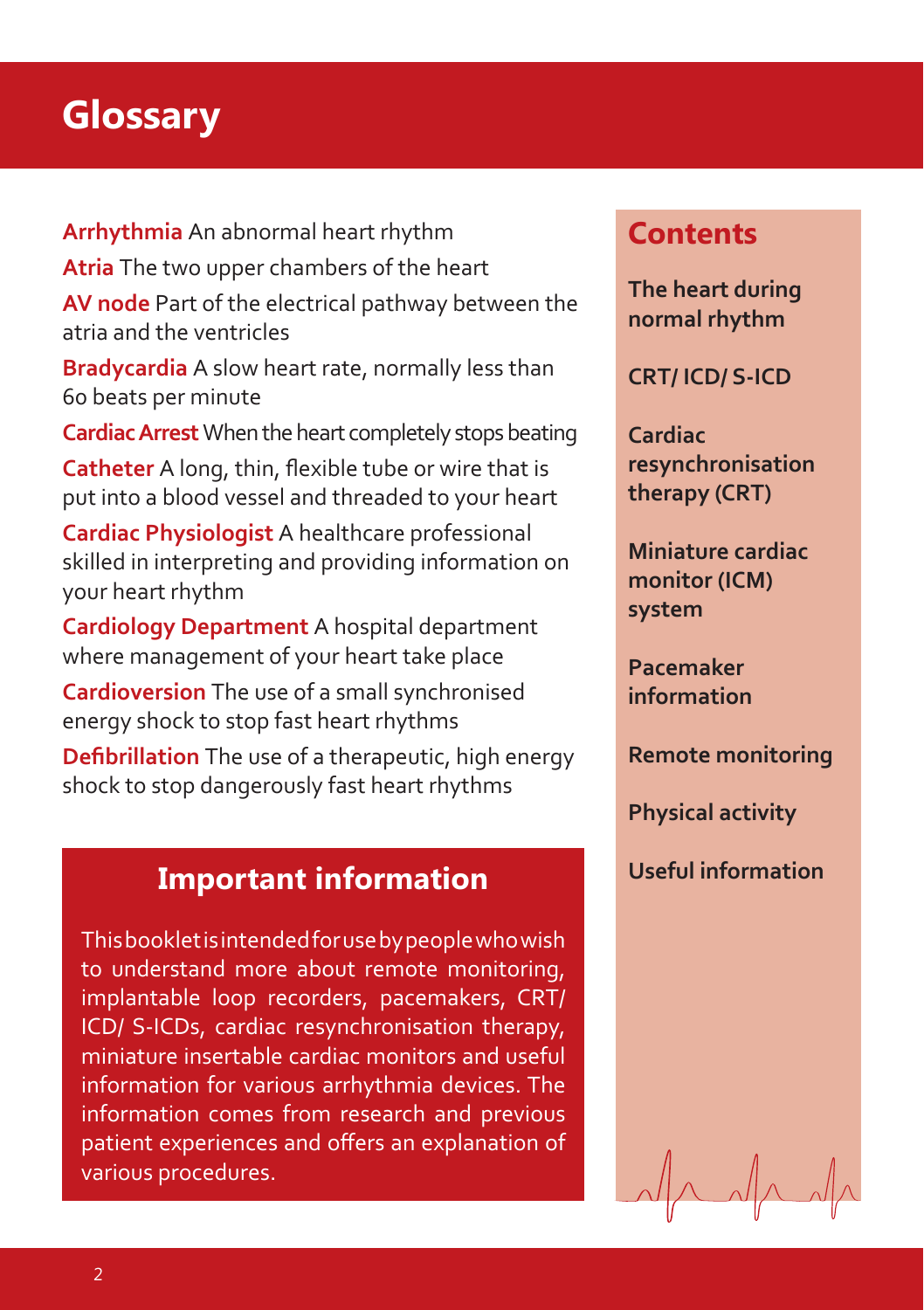# Glossary

**Arrhythmia** An abnormal heart rhythm

**Atria** The two upper chambers of the heart

**AV node** Part of the electrical pathway between the atria and the ventricles

**Bradycardia** A slow heart rate, normally less than 60 beats per minute

**Cardiac Arrest** When the heart completely stops beating

**Catheter** A long, thin, flexible tube or wire that is put into a blood vessel and threaded to your heart

**Cardiac Physiologist** A healthcare professional skilled in interpreting and providing information on your heart rhythm

**Cardiology Department** A hospital department where management of your heart take place

**Cardioversion** The use of a small synchronised energy shock to stop fast heart rhythms

**Defibrillation** The use of a therapeutic, high energy shock to stop dangerously fast heart rhythms

## Important information

This booklet is intended for use by people who wish to understand more about remote monitoring, implantable loop recorders, pacemakers, CRT/ ICD/ S-ICDs, cardiac resynchronisation therapy, miniature insertable cardiac monitors and useful information for various arrhythmia devices. The information comes from research and previous patient experiences and offers an explanation of various procedures.

## Contents

**The heart during normal rhythm**

**CRT/ ICD/ S-ICD**

**Cardiac resynchronisation therapy (CRT)**

**Miniature cardiac monitor (ICM) system**

**Pacemaker information**

**Remote monitoring**

**Physical activity**

**Useful information**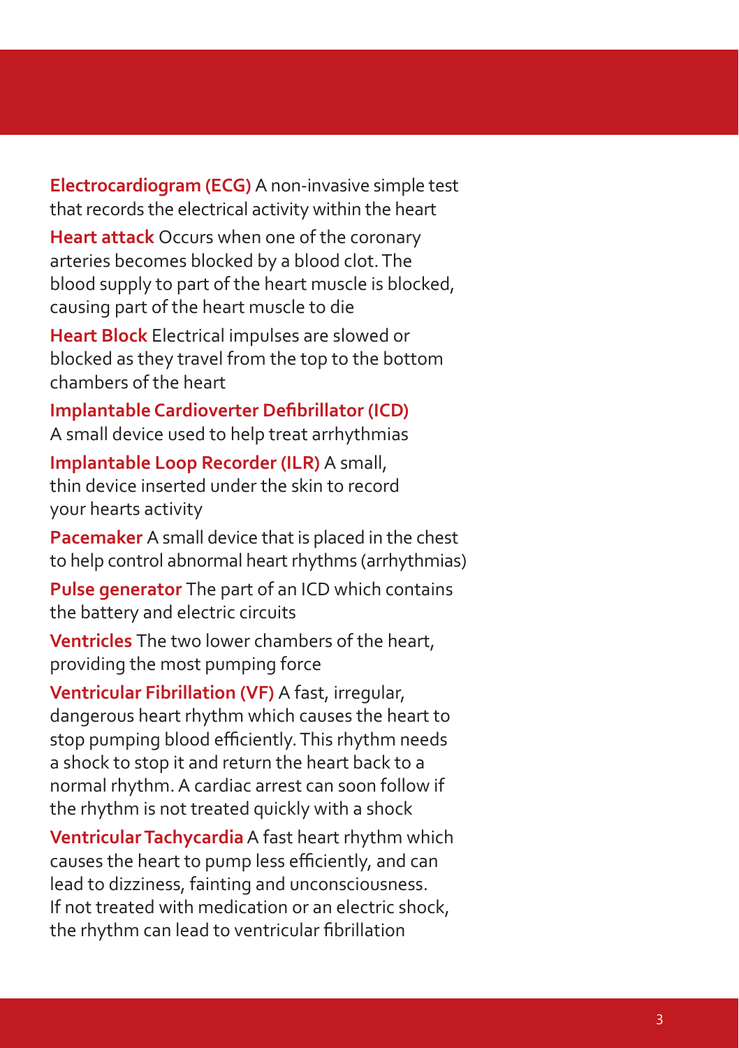**Electrocardiogram (ECG)** A non-invasive simple test that records the electrical activity within the heart

**Heart attack** Occurs when one of the coronary arteries becomes blocked by a blood clot. The blood supply to part of the heart muscle is blocked, causing part of the heart muscle to die

**Heart Block** Electrical impulses are slowed or blocked as they travel from the top to the bottom chambers of the heart

**Implantable Cardioverter Defibrillator (ICD)** A small device used to help treat arrhythmias

**Implantable Loop Recorder (ILR)** A small, thin device inserted under the skin to record your hearts activity

**Pacemaker** A small device that is placed in the chest to help control abnormal heart rhythms (arrhythmias)

**Pulse generator** The part of an ICD which contains the battery and electric circuits

**Ventricles** The two lower chambers of the heart, providing the most pumping force

**Ventricular Fibrillation (VF)** A fast, irregular, dangerous heart rhythm which causes the heart to stop pumping blood efficiently. This rhythm needs a shock to stop it and return the heart back to a normal rhythm. A cardiac arrest can soon follow if the rhythm is not treated quickly with a shock

**Ventricular Tachycardia** A fast heart rhythm which causes the heart to pump less efficiently, and can lead to dizziness, fainting and unconsciousness. If not treated with medication or an electric shock, the rhythm can lead to ventricular fibrillation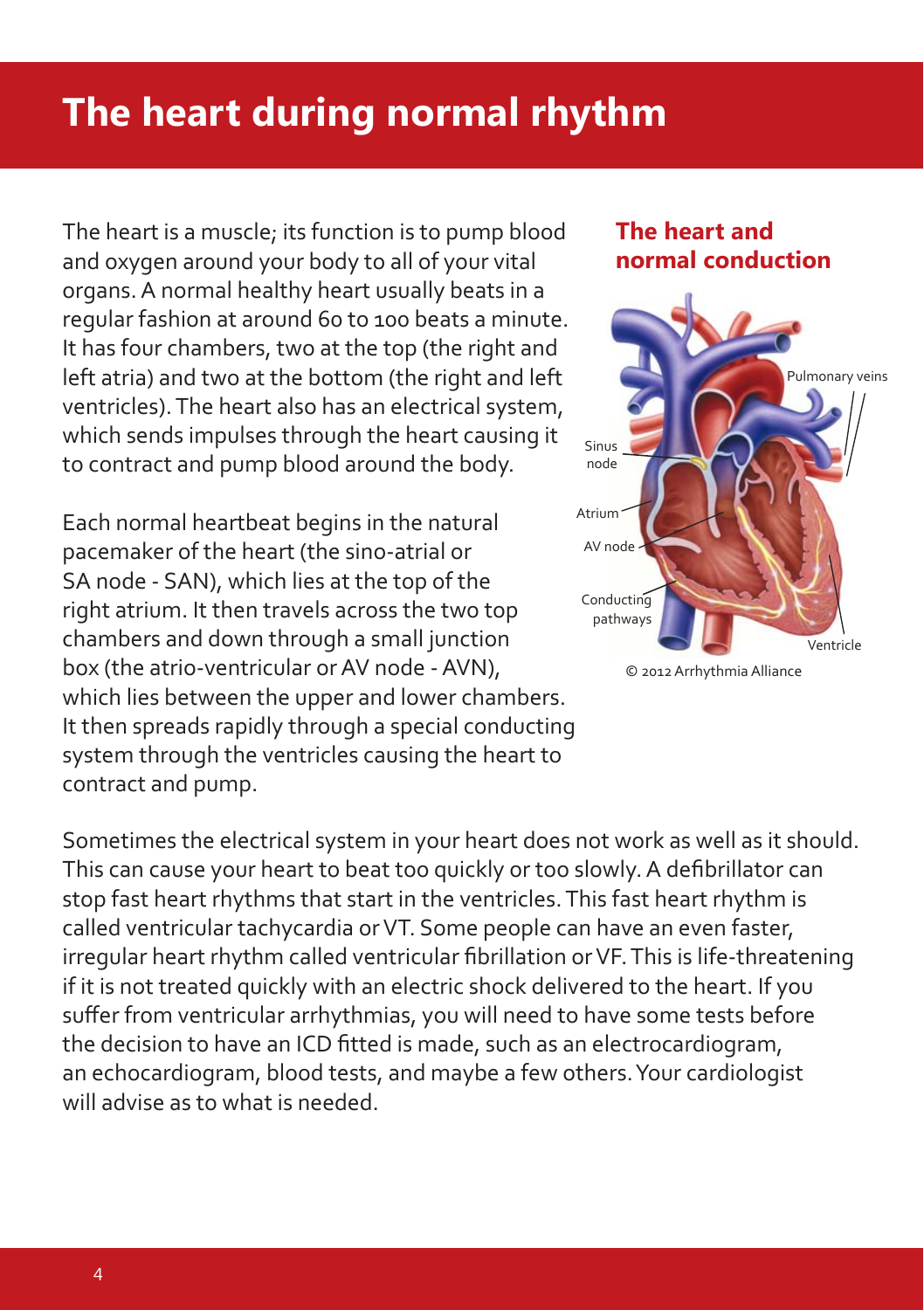# The heart during normal rhythm

The heart is a muscle; its function is to pump blood and oxygen around your body to all of your vital organs. A normal healthy heart usually beats in a regular fashion at around 60 to 100 beats a minute. It has four chambers, two at the top (the right and left atria) and two at the bottom (the right and left ventricles). The heart also has an electrical system, which sends impulses through the heart causing it to contract and pump blood around the body.

Each normal heartbeat begins in the natural pacemaker of the heart (the sino-atrial or SA node - SAN), which lies at the top of the right atrium. It then travels across the two top chambers and down through a small junction box (the atrio-ventricular or AV node - AVN), which lies between the upper and lower chambers. It then spreads rapidly through a special conducting system through the ventricles causing the heart to contract and pump.

## The heart and normal conduction

Pulmonary veins
Sinus node
Atrium
AV node
Conducting pathways
Ventricle

© 2012 Arrhythmia Alliance

Sometimes the electrical system in your heart does not work as well as it should. This can cause your heart to beat too quickly or too slowly. A defibrillator can stop fast heart rhythms that start in the ventricles. This fast heart rhythm is called ventricular tachycardia or VT. Some people can have an even faster, irregular heart rhythm called ventricular fibrillation or VF. This is life-threatening if it is not treated quickly with an electric shock delivered to the heart. If you suffer from ventricular arrhythmias, you will need to have some tests before the decision to have an ICD fitted is made, such as an electrocardiogram, an echocardiogram, blood tests, and maybe a few others. Your cardiologist will advise as to what is needed.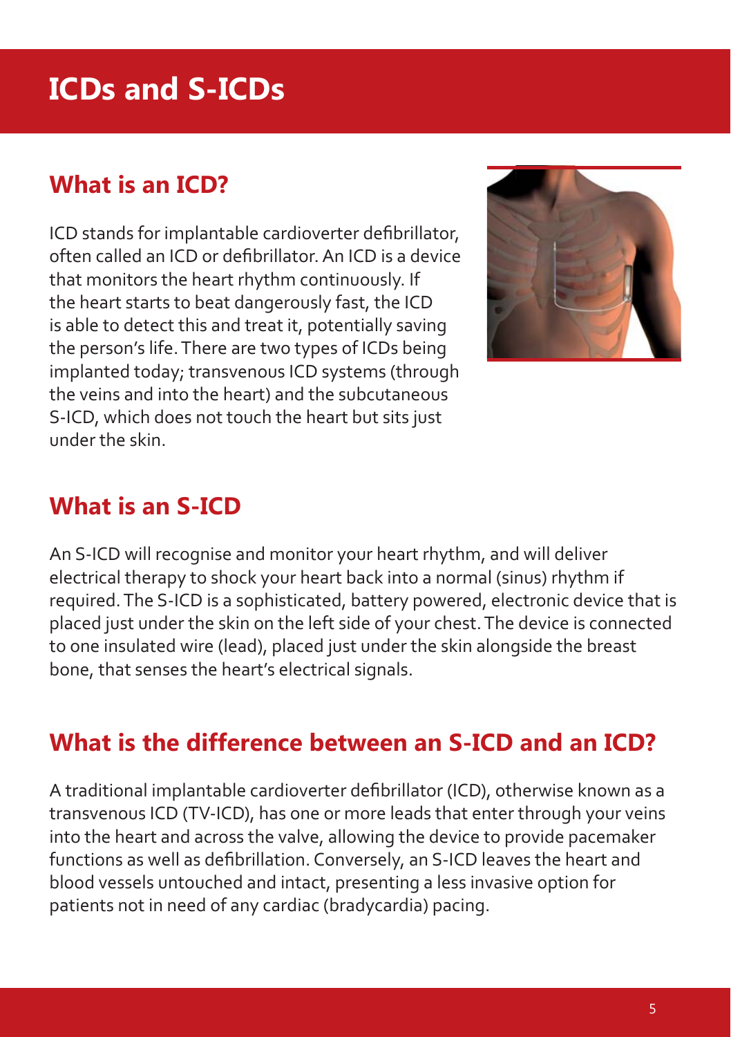# ICDs and S-ICDs

## What is an ICD?

ICD stands for implantable cardioverter defibrillator, often called an ICD or defibrillator. An ICD is a device that monitors the heart rhythm continuously. If the heart starts to beat dangerously fast, the ICD is able to detect this and treat it, potentially saving the person's life. There are two types of ICDs being implanted today; transvenous ICD systems (through the veins and into the heart) and the subcutaneous S-ICD, which does not touch the heart but sits just under the skin.

## What is an S-ICD

An S-ICD will recognise and monitor your heart rhythm, and will deliver electrical therapy to shock your heart back into a normal (sinus) rhythm if required. The S-ICD is a sophisticated, battery powered, electronic device that is placed just under the skin on the left side of your chest. The device is connected to one insulated wire (lead), placed just under the skin alongside the breast bone, that senses the heart's electrical signals.

## What is the difference between an S-ICD and an ICD?

A traditional implantable cardioverter defibrillator (ICD), otherwise known as a transvenous ICD (TV-ICD), has one or more leads that enter through your veins into the heart and across the valve, allowing the device to provide pacemaker functions as well as defibrillation. Conversely, an S-ICD leaves the heart and blood vessels untouched and intact, presenting a less invasive option for patients not in need of any cardiac (bradycardia) pacing.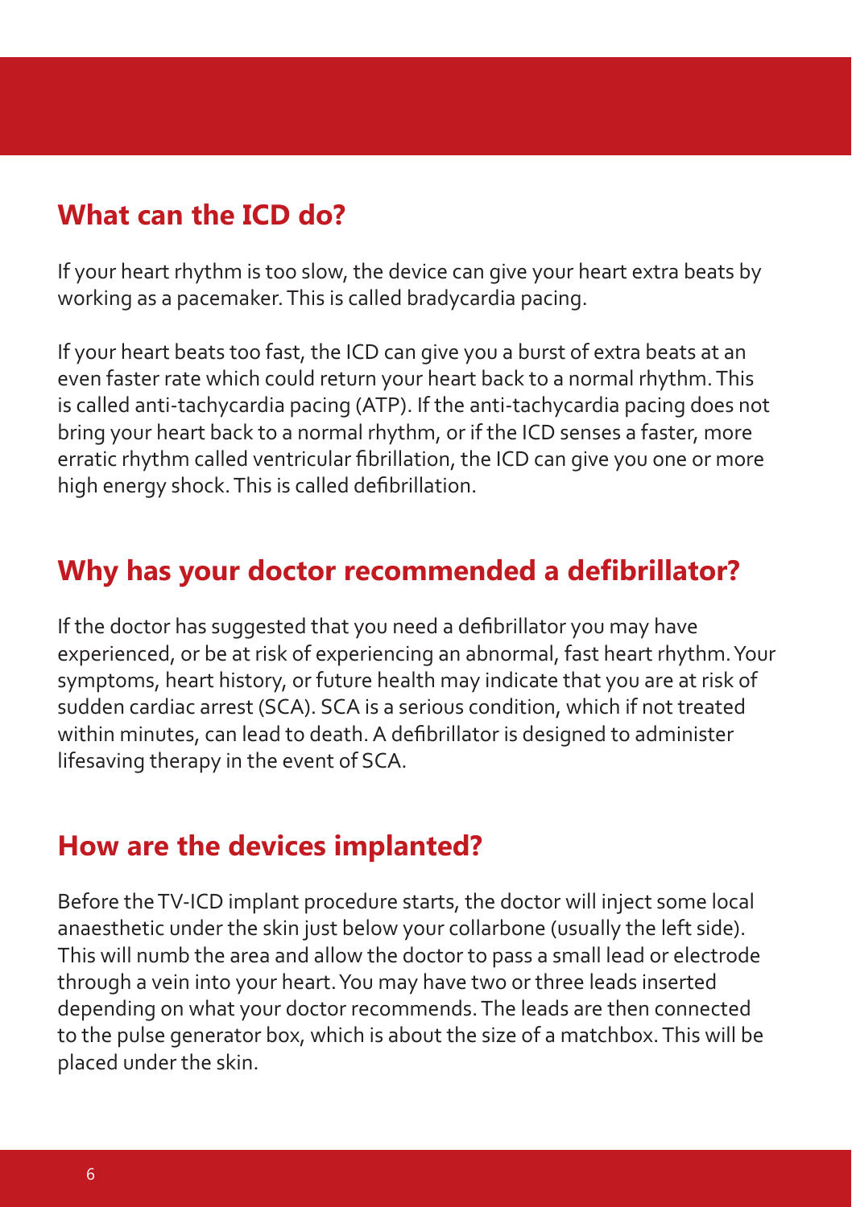## What can the ICD do?

If your heart rhythm is too slow, the device can give your heart extra beats by working as a pacemaker. This is called bradycardia pacing.

If your heart beats too fast, the ICD can give you a burst of extra beats at an even faster rate which could return your heart back to a normal rhythm. This is called anti-tachycardia pacing (ATP). If the anti-tachycardia pacing does not bring your heart back to a normal rhythm, or if the ICD senses a faster, more erratic rhythm called ventricular fibrillation, the ICD can give you one or more high energy shock. This is called defibrillation.

## Why has your doctor recommended a defibrillator?

If the doctor has suggested that you need a defibrillator you may have experienced, or be at risk of experiencing an abnormal, fast heart rhythm. Your symptoms, heart history, or future health may indicate that you are at risk of sudden cardiac arrest (SCA). SCA is a serious condition, which if not treated within minutes, can lead to death. A defibrillator is designed to administer lifesaving therapy in the event of SCA.

## How are the devices implanted?

Before the TV-ICD implant procedure starts, the doctor will inject some local anaesthetic under the skin just below your collarbone (usually the left side). This will numb the area and allow the doctor to pass a small lead or electrode through a vein into your heart. You may have two or three leads inserted depending on what your doctor recommends. The leads are then connected to the pulse generator box, which is about the size of a matchbox. This will be placed under the skin.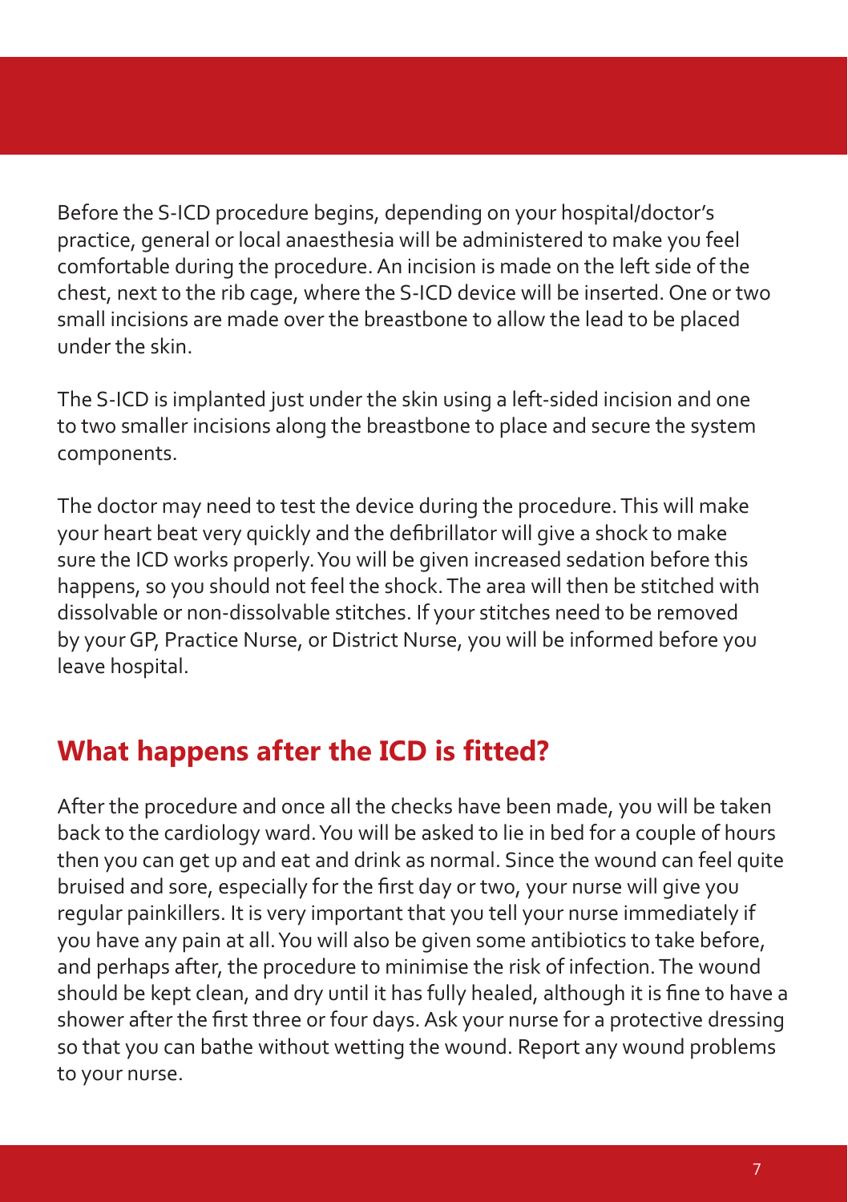Before the S-ICD procedure begins, depending on your hospital/doctor's practice, general or local anaesthesia will be administered to make you feel comfortable during the procedure. An incision is made on the left side of the chest, next to the rib cage, where the S-ICD device will be inserted. One or two small incisions are made over the breastbone to allow the lead to be placed under the skin.

The S-ICD is implanted just under the skin using a left-sided incision and one to two smaller incisions along the breastbone to place and secure the system components.

The doctor may need to test the device during the procedure. This will make your heart beat very quickly and the defibrillator will give a shock to make sure the ICD works properly. You will be given increased sedation before this happens, so you should not feel the shock. The area will then be stitched with dissolvable or non-dissolvable stitches. If your stitches need to be removed by your GP, Practice Nurse, or District Nurse, you will be informed before you leave hospital.

## What happens after the ICD is fitted?

After the procedure and once all the checks have been made, you will be taken back to the cardiology ward. You will be asked to lie in bed for a couple of hours then you can get up and eat and drink as normal. Since the wound can feel quite bruised and sore, especially for the first day or two, your nurse will give you regular painkillers. It is very important that you tell your nurse immediately if you have any pain at all. You will also be given some antibiotics to take before, and perhaps after, the procedure to minimise the risk of infection. The wound should be kept clean, and dry until it has fully healed, although it is fine to have a shower after the first three or four days. Ask your nurse for a protective dressing so that you can bathe without wetting the wound. Report any wound problems to your nurse.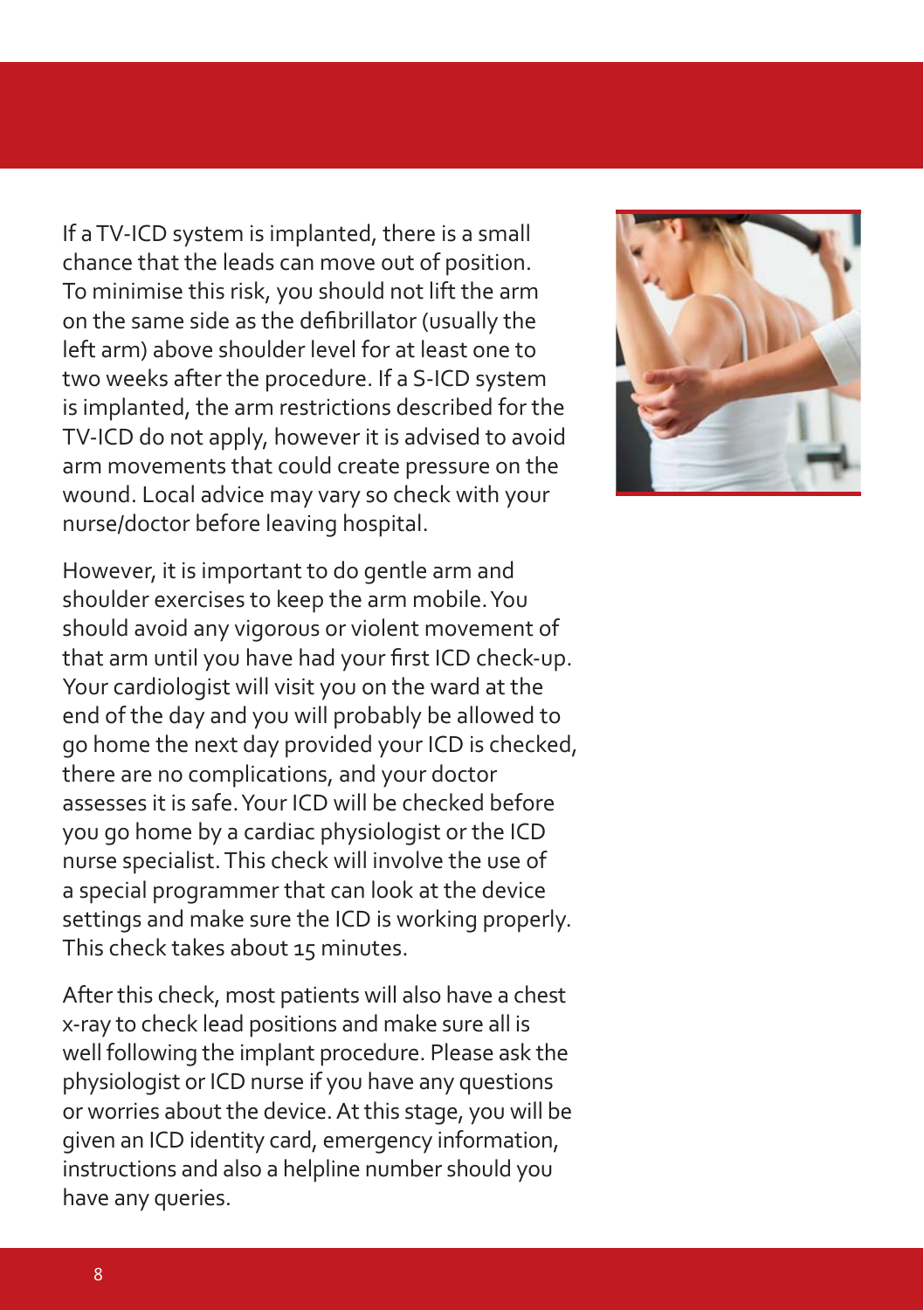If a TV-ICD system is implanted, there is a small chance that the leads can move out of position. To minimise this risk, you should not lift the arm on the same side as the defibrillator (usually the left arm) above shoulder level for at least one to two weeks after the procedure. If a S-ICD system is implanted, the arm restrictions described for the TV-ICD do not apply, however it is advised to avoid arm movements that could create pressure on the wound. Local advice may vary so check with your nurse/doctor before leaving hospital.

However, it is important to do gentle arm and shoulder exercises to keep the arm mobile. You should avoid any vigorous or violent movement of that arm until you have had your first ICD check-up. Your cardiologist will visit you on the ward at the end of the day and you will probably be allowed to go home the next day provided your ICD is checked, there are no complications, and your doctor assesses it is safe. Your ICD will be checked before you go home by a cardiac physiologist or the ICD nurse specialist. This check will involve the use of a special programmer that can look at the device settings and make sure the ICD is working properly. This check takes about 15 minutes.

After this check, most patients will also have a chest x-ray to check lead positions and make sure all is well following the implant procedure. Please ask the physiologist or ICD nurse if you have any questions or worries about the device. At this stage, you will be given an ICD identity card, emergency information, instructions and also a helpline number should you have any queries.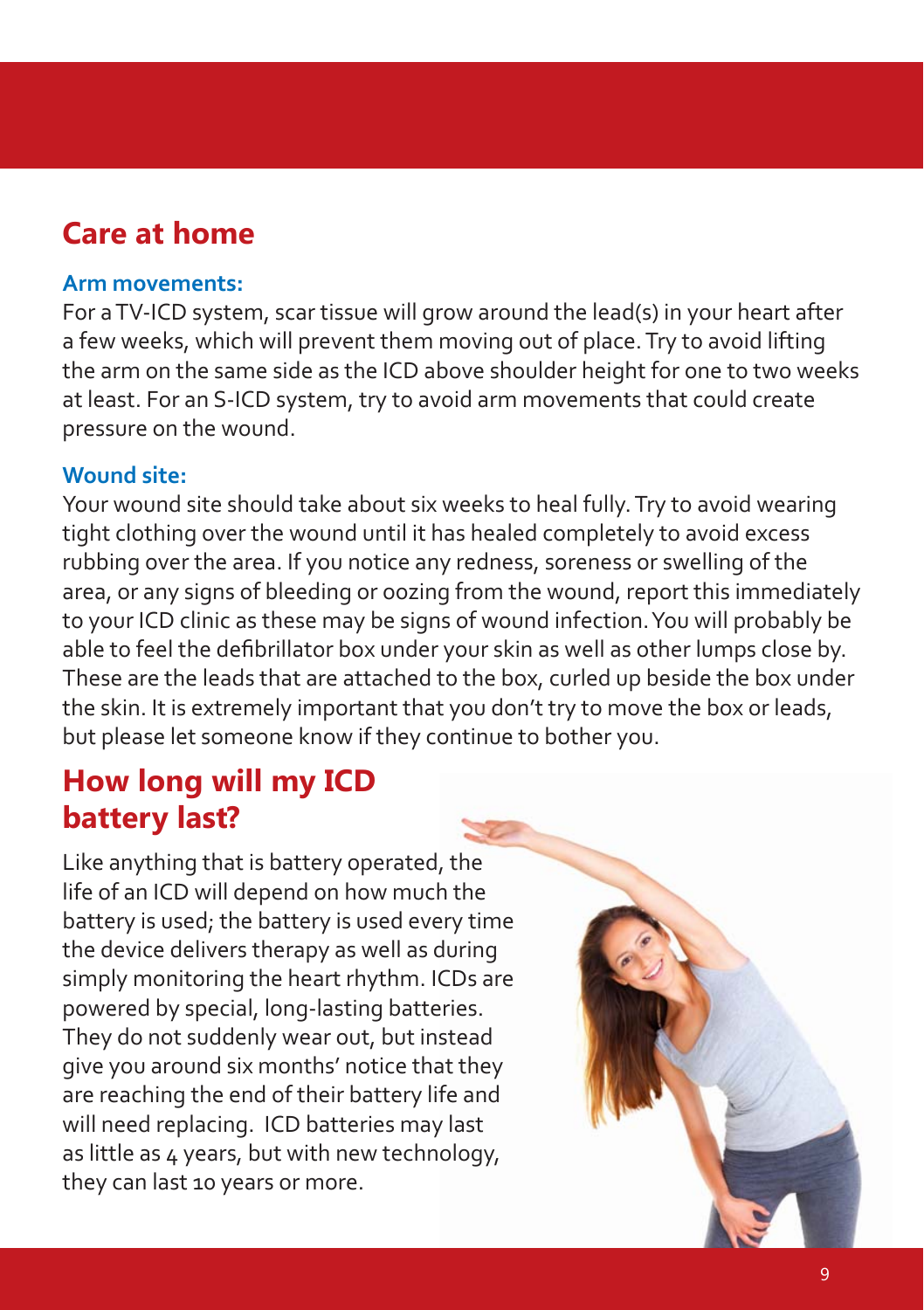## Care at home

### Arm movements:

For a TV-ICD system, scar tissue will grow around the lead(s) in your heart after a few weeks, which will prevent them moving out of place. Try to avoid lifting the arm on the same side as the ICD above shoulder height for one to two weeks at least. For an S-ICD system, try to avoid arm movements that could create pressure on the wound.

### Wound site:

Your wound site should take about six weeks to heal fully. Try to avoid wearing tight clothing over the wound until it has healed completely to avoid excess rubbing over the area. If you notice any redness, soreness or swelling of the area, or any signs of bleeding or oozing from the wound, report this immediately to your ICD clinic as these may be signs of wound infection. You will probably be able to feel the defibrillator box under your skin as well as other lumps close by. These are the leads that are attached to the box, curled up beside the box under the skin. It is extremely important that you don't try to move the box or leads, but please let someone know if they continue to bother you.

## How long will my ICD battery last?

Like anything that is battery operated, the life of an ICD will depend on how much the battery is used; the battery is used every time the device delivers therapy as well as during simply monitoring the heart rhythm. ICDs are powered by special, long-lasting batteries. They do not suddenly wear out, but instead give you around six months' notice that they are reaching the end of their battery life and will need replacing. ICD batteries may last as little as 4 years, but with new technology, they can last 10 years or more.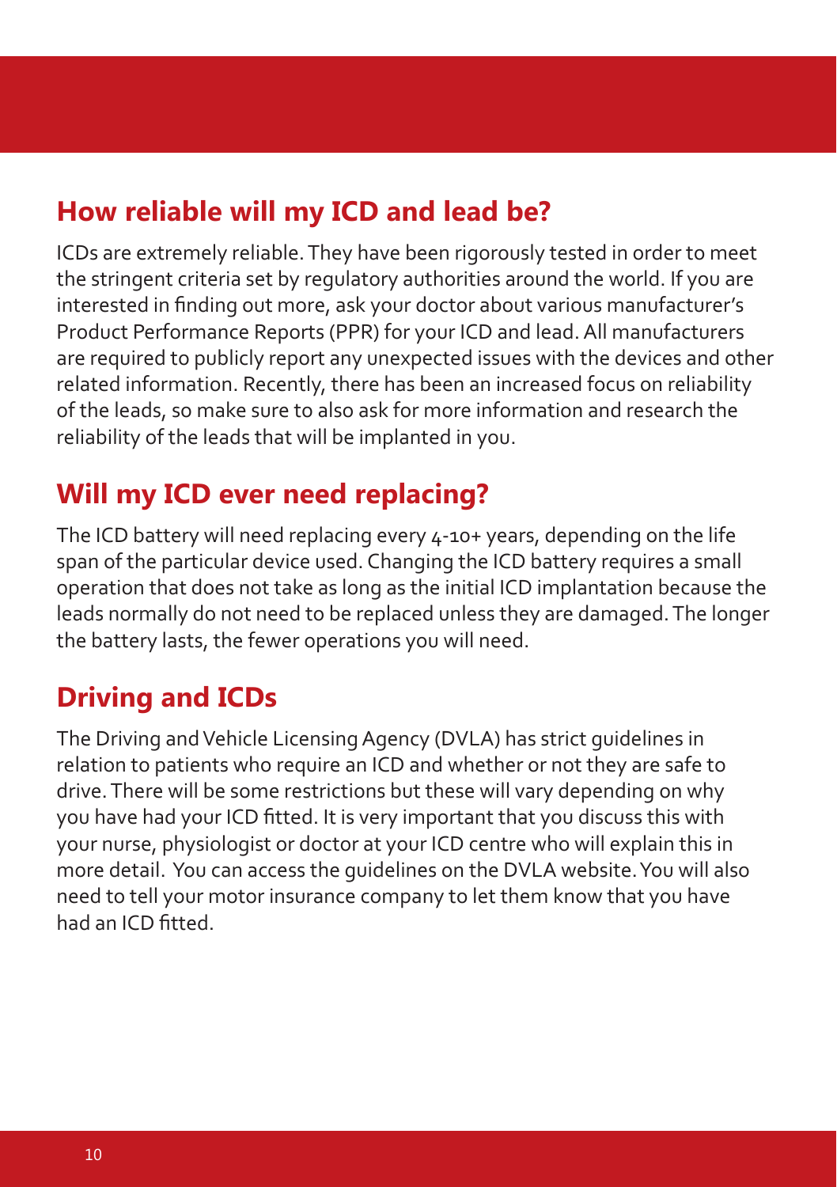## How reliable will my ICD and lead be?

ICDs are extremely reliable. They have been rigorously tested in order to meet the stringent criteria set by regulatory authorities around the world. If you are interested in finding out more, ask your doctor about various manufacturer's Product Performance Reports (PPR) for your ICD and lead. All manufacturers are required to publicly report any unexpected issues with the devices and other related information. Recently, there has been an increased focus on reliability of the leads, so make sure to also ask for more information and research the reliability of the leads that will be implanted in you.

## Will my ICD ever need replacing?

The ICD battery will need replacing every 4-10+ years, depending on the life span of the particular device used. Changing the ICD battery requires a small operation that does not take as long as the initial ICD implantation because the leads normally do not need to be replaced unless they are damaged. The longer the battery lasts, the fewer operations you will need.

## Driving and ICDs

The Driving and Vehicle Licensing Agency (DVLA) has strict guidelines in relation to patients who require an ICD and whether or not they are safe to drive. There will be some restrictions but these will vary depending on why you have had your ICD fitted. It is very important that you discuss this with your nurse, physiologist or doctor at your ICD centre who will explain this in more detail. You can access the guidelines on the DVLA website. You will also need to tell your motor insurance company to let them know that you have had an ICD fitted.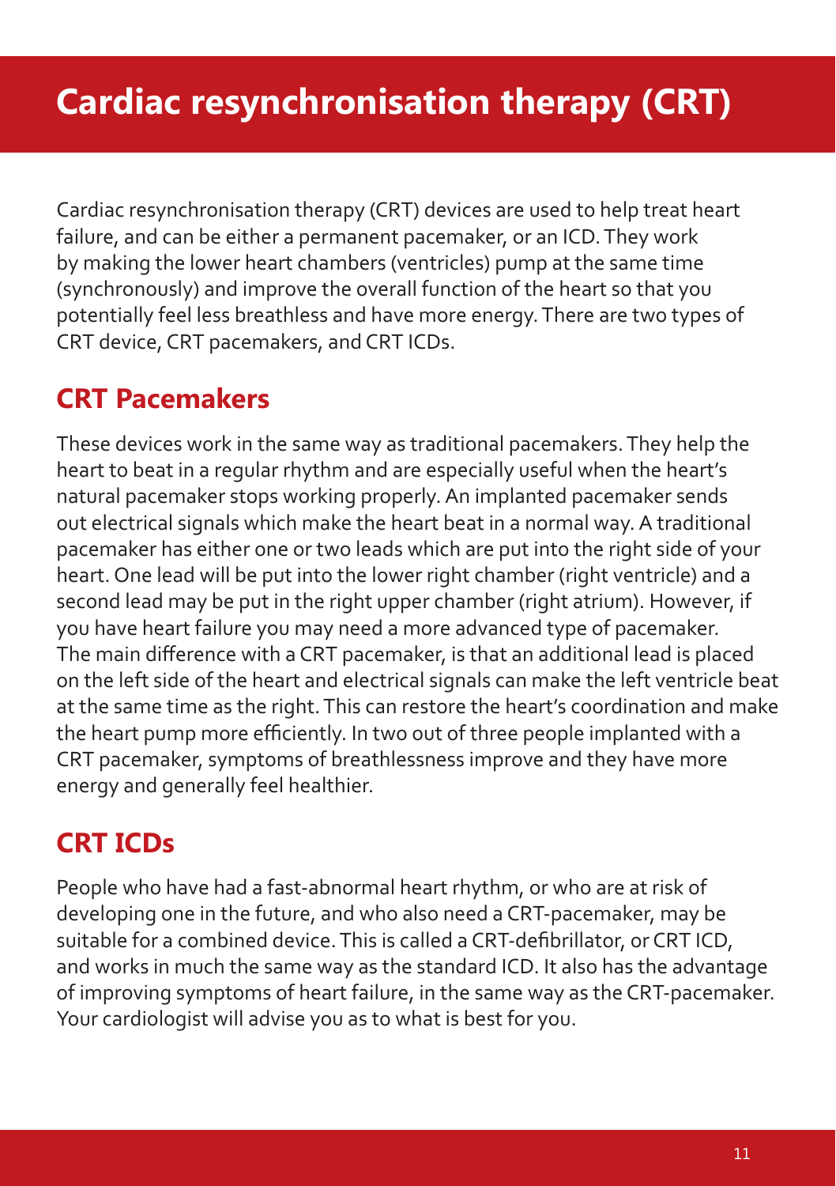# Cardiac resynchronisation therapy (CRT)

Cardiac resynchronisation therapy (CRT) devices are used to help treat heart failure, and can be either a permanent pacemaker, or an ICD. They work by making the lower heart chambers (ventricles) pump at the same time (synchronously) and improve the overall function of the heart so that you potentially feel less breathless and have more energy. There are two types of CRT device, CRT pacemakers, and CRT ICDs.

## CRT Pacemakers

These devices work in the same way as traditional pacemakers. They help the heart to beat in a regular rhythm and are especially useful when the heart's natural pacemaker stops working properly. An implanted pacemaker sends out electrical signals which make the heart beat in a normal way. A traditional pacemaker has either one or two leads which are put into the right side of your heart. One lead will be put into the lower right chamber (right ventricle) and a second lead may be put in the right upper chamber (right atrium). However, if you have heart failure you may need a more advanced type of pacemaker. The main difference with a CRT pacemaker, is that an additional lead is placed on the left side of the heart and electrical signals can make the left ventricle beat at the same time as the right. This can restore the heart's coordination and make the heart pump more efficiently. In two out of three people implanted with a CRT pacemaker, symptoms of breathlessness improve and they have more energy and generally feel healthier.

## CRT ICDs

People who have had a fast-abnormal heart rhythm, or who are at risk of developing one in the future, and who also need a CRT-pacemaker, may be suitable for a combined device. This is called a CRT-defibrillator, or CRT ICD, and works in much the same way as the standard ICD. It also has the advantage of improving symptoms of heart failure, in the same way as the CRT-pacemaker. Your cardiologist will advise you as to what is best for you.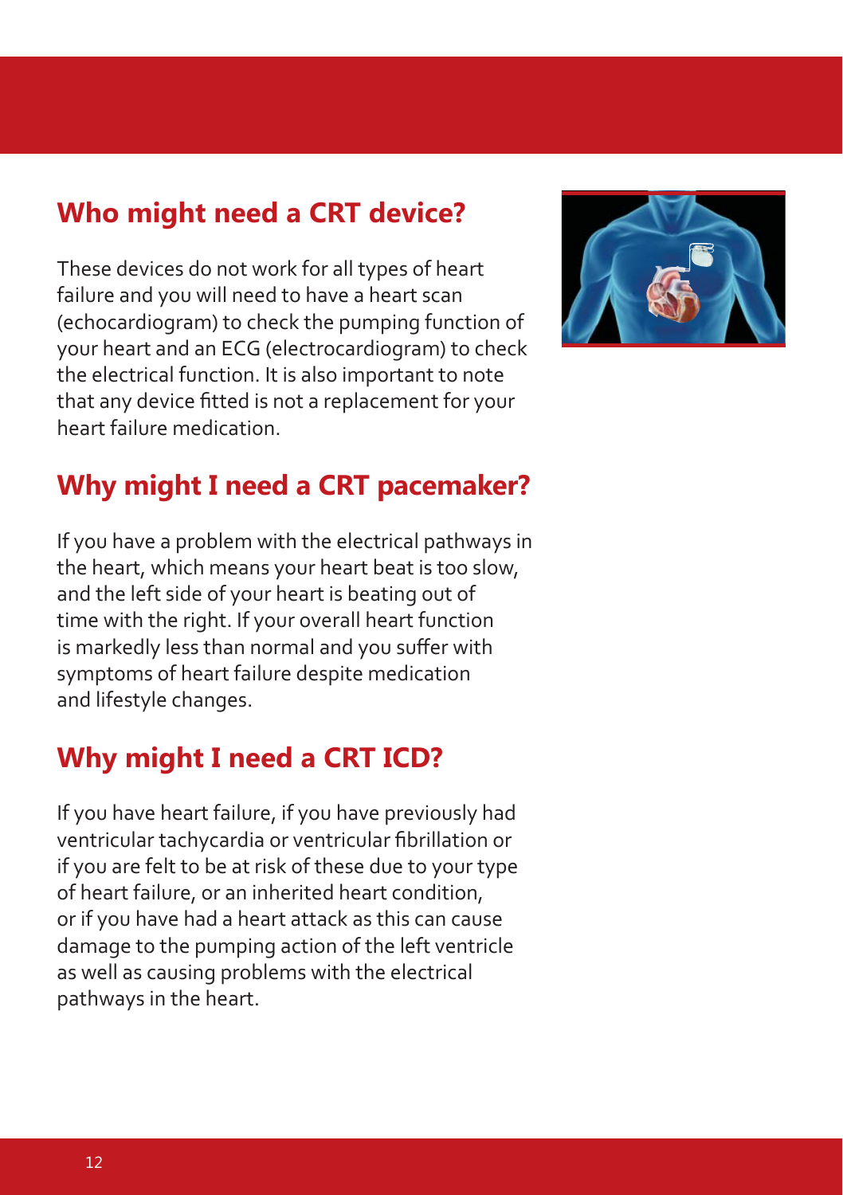## Who might need a CRT device?

These devices do not work for all types of heart failure and you will need to have a heart scan (echocardiogram) to check the pumping function of your heart and an ECG (electrocardiogram) to check the electrical function. It is also important to note that any device fitted is not a replacement for your heart failure medication.

## Why might I need a CRT pacemaker?

If you have a problem with the electrical pathways in the heart, which means your heart beat is too slow, and the left side of your heart is beating out of time with the right. If your overall heart function is markedly less than normal and you suffer with symptoms of heart failure despite medication and lifestyle changes.

## Why might I need a CRT ICD?

If you have heart failure, if you have previously had ventricular tachycardia or ventricular fibrillation or if you are felt to be at risk of these due to your type of heart failure, or an inherited heart condition, or if you have had a heart attack as this can cause damage to the pumping action of the left ventricle as well as causing problems with the electrical pathways in the heart.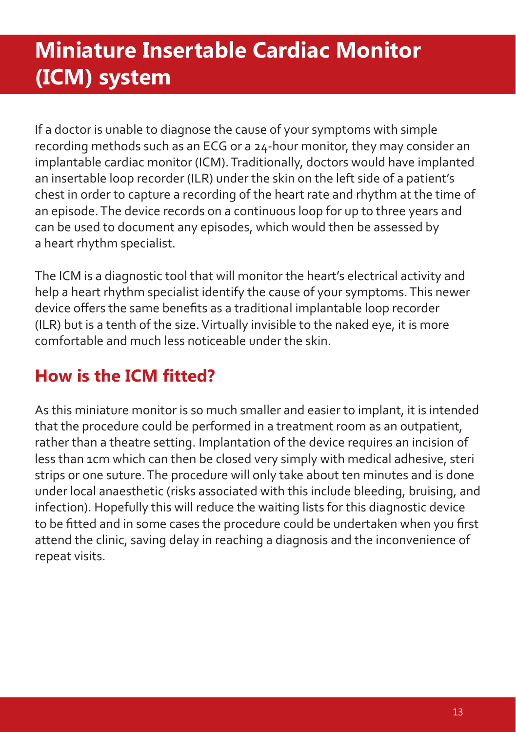# Miniature Insertable Cardiac Monitor (ICM) system

If a doctor is unable to diagnose the cause of your symptoms with simple recording methods such as an ECG or a 24-hour monitor, they may consider an implantable cardiac monitor (ICM). Traditionally, doctors would have implanted an insertable loop recorder (ILR) under the skin on the left side of a patient's chest in order to capture a recording of the heart rate and rhythm at the time of an episode. The device records on a continuous loop for up to three years and can be used to document any episodes, which would then be assessed by a heart rhythm specialist.

The ICM is a diagnostic tool that will monitor the heart's electrical activity and help a heart rhythm specialist identify the cause of your symptoms. This newer device offers the same benefits as a traditional implantable loop recorder (ILR) but is a tenth of the size. Virtually invisible to the naked eye, it is more comfortable and much less noticeable under the skin.

## How is the ICM fitted?

As this miniature monitor is so much smaller and easier to implant, it is intended that the procedure could be performed in a treatment room as an outpatient, rather than a theatre setting. Implantation of the device requires an incision of less than 1cm which can then be closed very simply with medical adhesive, steri strips or one suture. The procedure will only take about ten minutes and is done under local anaesthetic (risks associated with this include bleeding, bruising, and infection). Hopefully this will reduce the waiting lists for this diagnostic device to be fitted and in some cases the procedure could be undertaken when you first attend the clinic, saving delay in reaching a diagnosis and the inconvenience of repeat visits.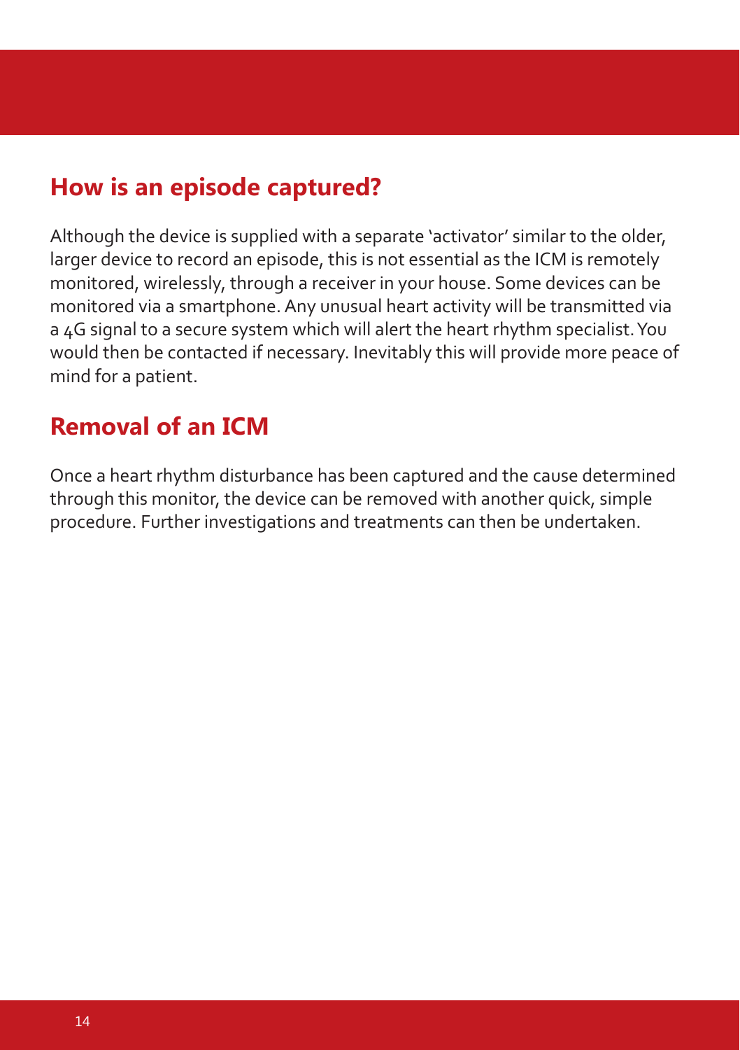## How is an episode captured?

Although the device is supplied with a separate 'activator' similar to the older, larger device to record an episode, this is not essential as the ICM is remotely monitored, wirelessly, through a receiver in your house. Some devices can be monitored via a smartphone. Any unusual heart activity will be transmitted via a 4G signal to a secure system which will alert the heart rhythm specialist. You would then be contacted if necessary. Inevitably this will provide more peace of mind for a patient.

## Removal of an ICM

Once a heart rhythm disturbance has been captured and the cause determined through this monitor, the device can be removed with another quick, simple procedure. Further investigations and treatments can then be undertaken.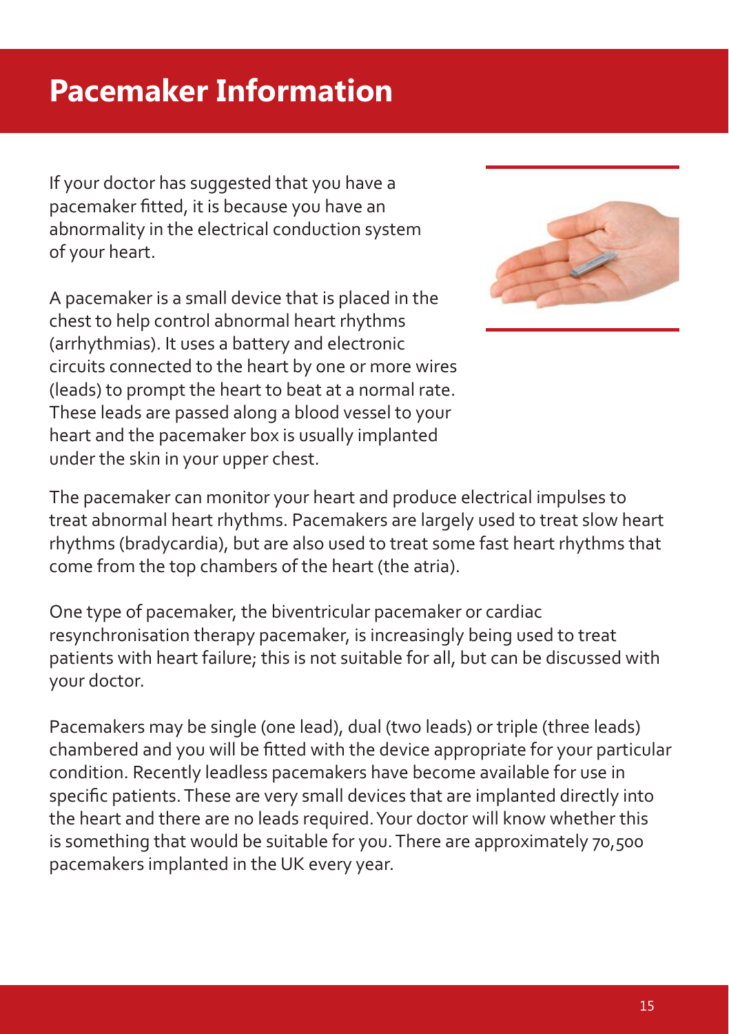# Pacemaker Information

If your doctor has suggested that you have a pacemaker fitted, it is because you have an abnormality in the electrical conduction system of your heart.

A pacemaker is a small device that is placed in the chest to help control abnormal heart rhythms (arrhythmias). It uses a battery and electronic circuits connected to the heart by one or more wires (leads) to prompt the heart to beat at a normal rate. These leads are passed along a blood vessel to your heart and the pacemaker box is usually implanted under the skin in your upper chest.

The pacemaker can monitor your heart and produce electrical impulses to treat abnormal heart rhythms. Pacemakers are largely used to treat slow heart rhythms (bradycardia), but are also used to treat some fast heart rhythms that come from the top chambers of the heart (the atria).

One type of pacemaker, the biventricular pacemaker or cardiac resynchronisation therapy pacemaker, is increasingly being used to treat patients with heart failure; this is not suitable for all, but can be discussed with your doctor.

Pacemakers may be single (one lead), dual (two leads) or triple (three leads) chambered and you will be fitted with the device appropriate for your particular condition. Recently leadless pacemakers have become available for use in specific patients. These are very small devices that are implanted directly into the heart and there are no leads required. Your doctor will know whether this is something that would be suitable for you. There are approximately 70,500 pacemakers implanted in the UK every year.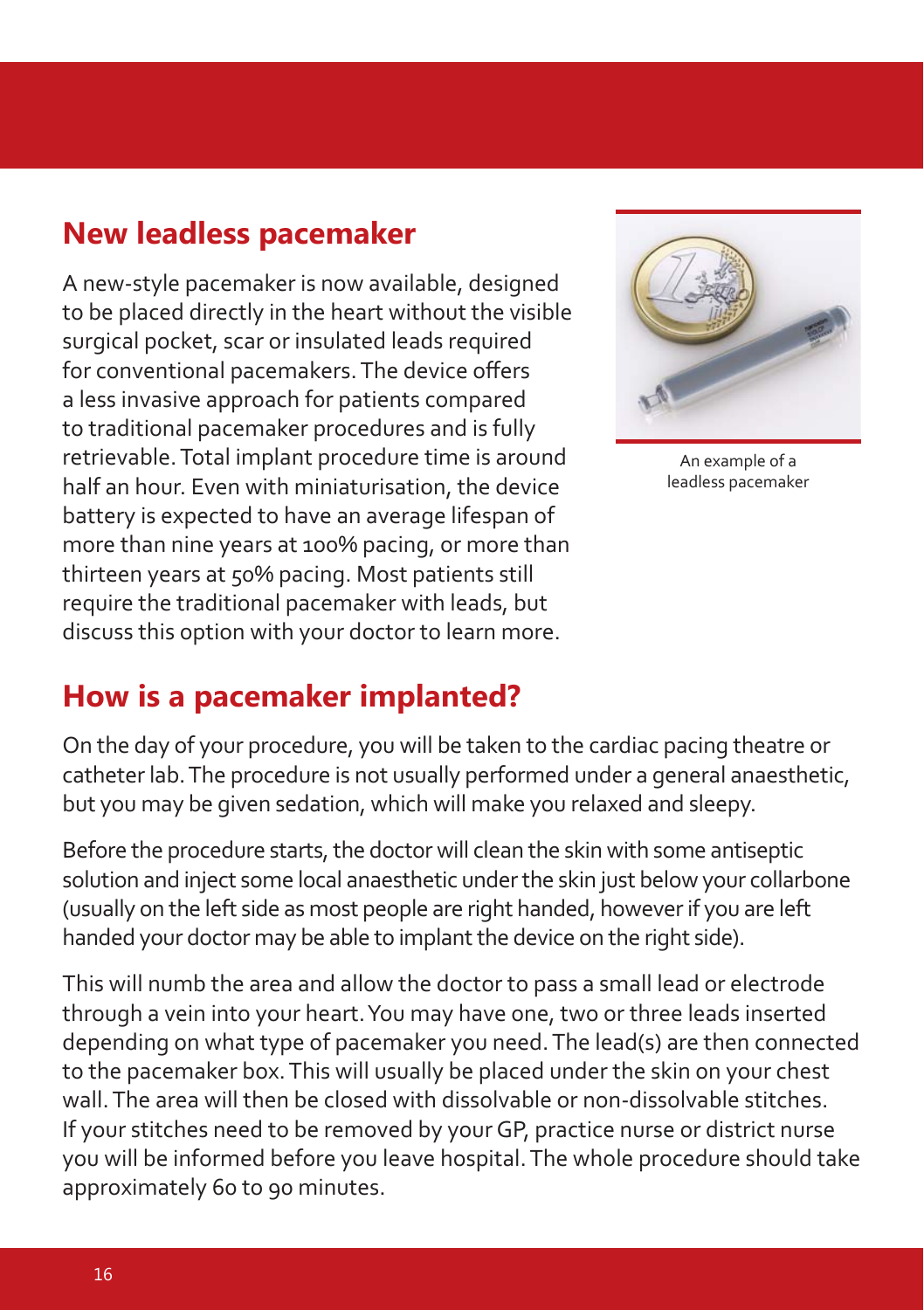## New leadless pacemaker

A new-style pacemaker is now available, designed to be placed directly in the heart without the visible surgical pocket, scar or insulated leads required for conventional pacemakers. The device offers a less invasive approach for patients compared to traditional pacemaker procedures and is fully retrievable. Total implant procedure time is around half an hour. Even with miniaturisation, the device battery is expected to have an average lifespan of more than nine years at 100% pacing, or more than thirteen years at 50% pacing. Most patients still require the traditional pacemaker with leads, but discuss this option with your doctor to learn more.

An example of a leadless pacemaker

## How is a pacemaker implanted?

On the day of your procedure, you will be taken to the cardiac pacing theatre or catheter lab. The procedure is not usually performed under a general anaesthetic, but you may be given sedation, which will make you relaxed and sleepy.

Before the procedure starts, the doctor will clean the skin with some antiseptic solution and inject some local anaesthetic under the skin just below your collarbone (usually on the left side as most people are right handed, however if you are left handed your doctor may be able to implant the device on the right side).

This will numb the area and allow the doctor to pass a small lead or electrode through a vein into your heart. You may have one, two or three leads inserted depending on what type of pacemaker you need. The lead(s) are then connected to the pacemaker box. This will usually be placed under the skin on your chest wall. The area will then be closed with dissolvable or non-dissolvable stitches. If your stitches need to be removed by your GP, practice nurse or district nurse you will be informed before you leave hospital. The whole procedure should take approximately 60 to 90 minutes.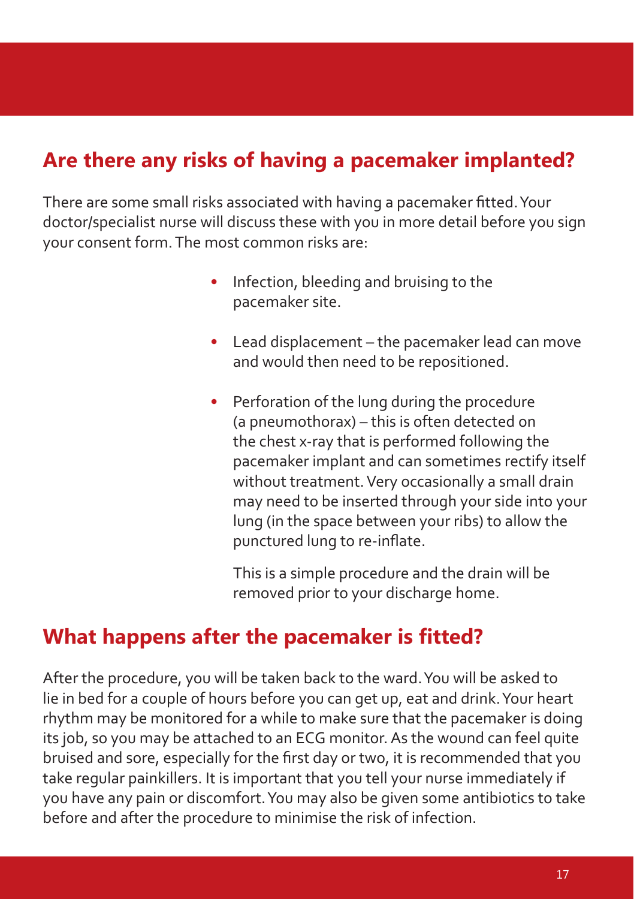## Are there any risks of having a pacemaker implanted?

There are some small risks associated with having a pacemaker fitted. Your doctor/specialist nurse will discuss these with you in more detail before you sign your consent form. The most common risks are:

- Infection, bleeding and bruising to the pacemaker site.
- Lead displacement – the pacemaker lead can move and would then need to be repositioned.
- Perforation of the lung during the procedure (a pneumothorax) – this is often detected on the chest x-ray that is performed following the pacemaker implant and can sometimes rectify itself without treatment. Very occasionally a small drain may need to be inserted through your side into your lung (in the space between your ribs) to allow the punctured lung to re-inflate.

  This is a simple procedure and the drain will be removed prior to your discharge home.

## What happens after the pacemaker is fitted?

After the procedure, you will be taken back to the ward. You will be asked to lie in bed for a couple of hours before you can get up, eat and drink. Your heart rhythm may be monitored for a while to make sure that the pacemaker is doing its job, so you may be attached to an ECG monitor. As the wound can feel quite bruised and sore, especially for the first day or two, it is recommended that you take regular painkillers. It is important that you tell your nurse immediately if you have any pain or discomfort. You may also be given some antibiotics to take before and after the procedure to minimise the risk of infection.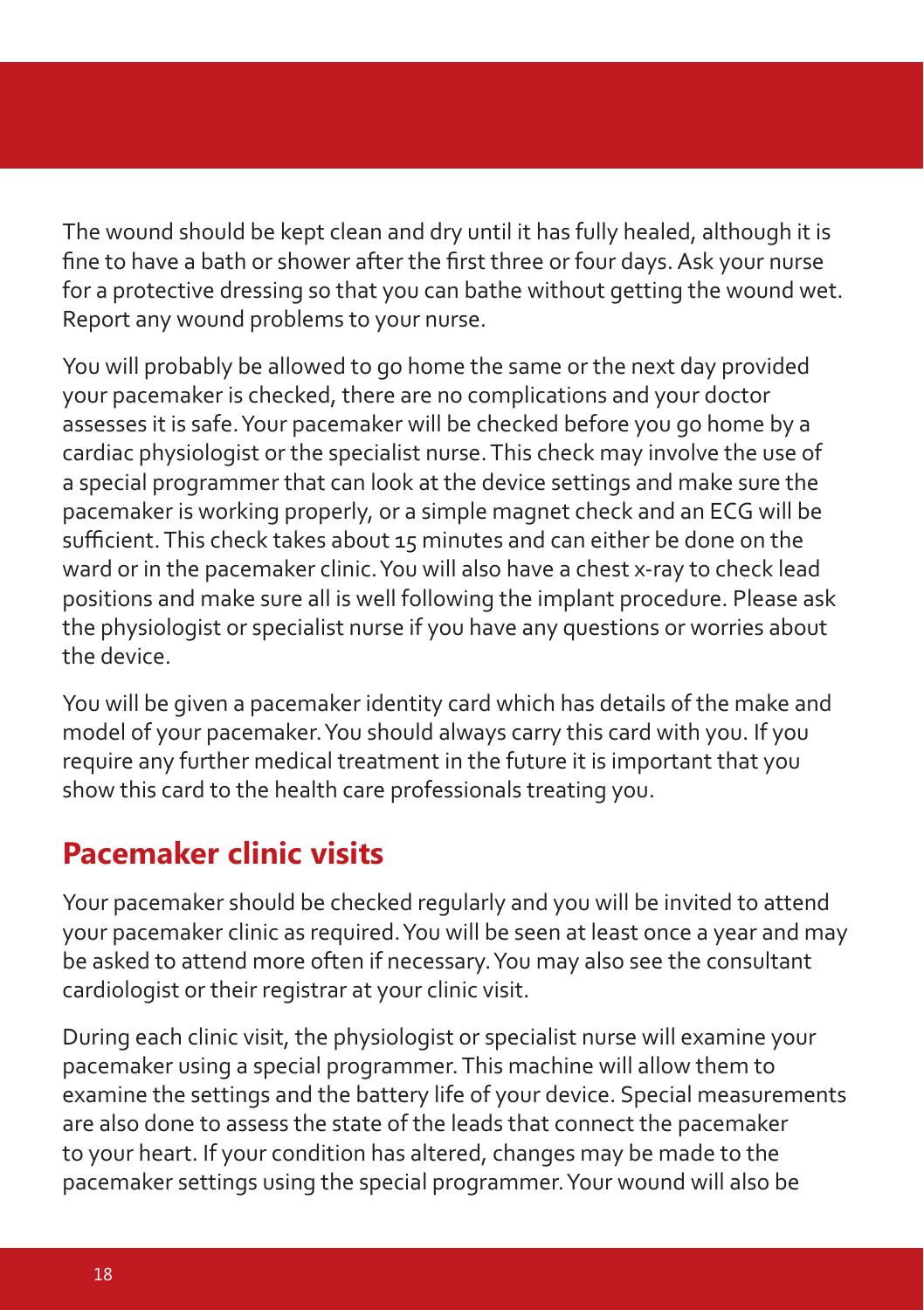The wound should be kept clean and dry until it has fully healed, although it is fine to have a bath or shower after the first three or four days. Ask your nurse for a protective dressing so that you can bathe without getting the wound wet. Report any wound problems to your nurse.

You will probably be allowed to go home the same or the next day provided your pacemaker is checked, there are no complications and your doctor assesses it is safe. Your pacemaker will be checked before you go home by a cardiac physiologist or the specialist nurse. This check may involve the use of a special programmer that can look at the device settings and make sure the pacemaker is working properly, or a simple magnet check and an ECG will be sufficient. This check takes about 15 minutes and can either be done on the ward or in the pacemaker clinic. You will also have a chest x-ray to check lead positions and make sure all is well following the implant procedure. Please ask the physiologist or specialist nurse if you have any questions or worries about the device.

You will be given a pacemaker identity card which has details of the make and model of your pacemaker. You should always carry this card with you. If you require any further medical treatment in the future it is important that you show this card to the health care professionals treating you.

## Pacemaker clinic visits

Your pacemaker should be checked regularly and you will be invited to attend your pacemaker clinic as required. You will be seen at least once a year and may be asked to attend more often if necessary. You may also see the consultant cardiologist or their registrar at your clinic visit.

During each clinic visit, the physiologist or specialist nurse will examine your pacemaker using a special programmer. This machine will allow them to examine the settings and the battery life of your device. Special measurements are also done to assess the state of the leads that connect the pacemaker to your heart. If your condition has altered, changes may be made to the pacemaker settings using the special programmer. Your wound will also be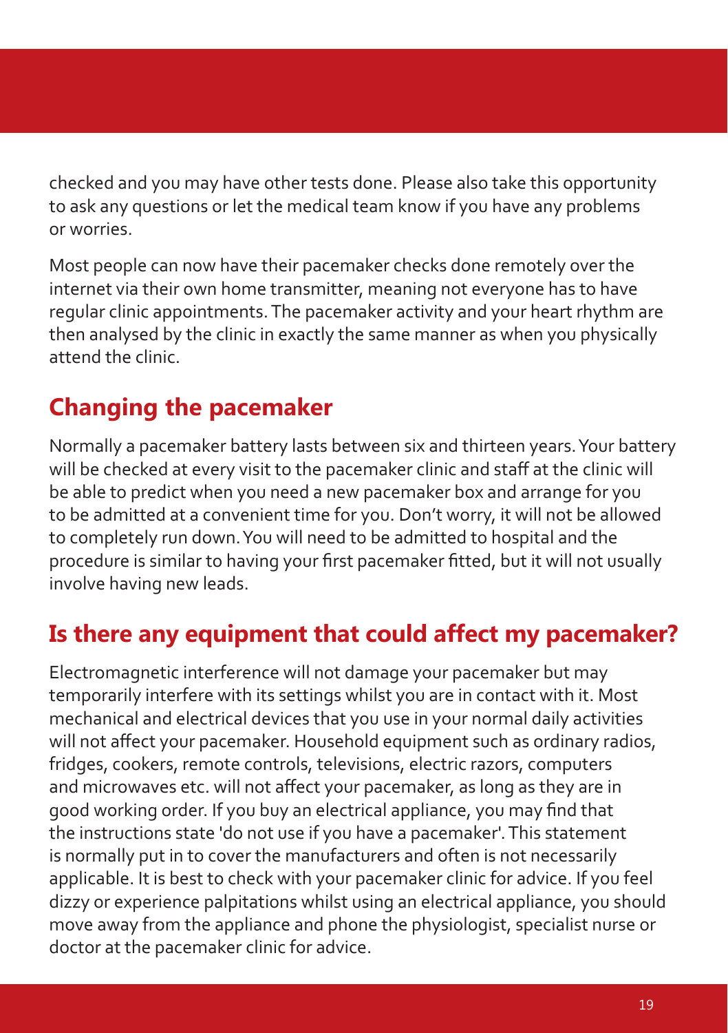checked and you may have other tests done. Please also take this opportunity to ask any questions or let the medical team know if you have any problems or worries.

Most people can now have their pacemaker checks done remotely over the internet via their own home transmitter, meaning not everyone has to have regular clinic appointments. The pacemaker activity and your heart rhythm are then analysed by the clinic in exactly the same manner as when you physically attend the clinic.

## Changing the pacemaker

Normally a pacemaker battery lasts between six and thirteen years. Your battery will be checked at every visit to the pacemaker clinic and staff at the clinic will be able to predict when you need a new pacemaker box and arrange for you to be admitted at a convenient time for you. Don't worry, it will not be allowed to completely run down. You will need to be admitted to hospital and the procedure is similar to having your first pacemaker fitted, but it will not usually involve having new leads.

## Is there any equipment that could affect my pacemaker?

Electromagnetic interference will not damage your pacemaker but may temporarily interfere with its settings whilst you are in contact with it. Most mechanical and electrical devices that you use in your normal daily activities will not affect your pacemaker. Household equipment such as ordinary radios, fridges, cookers, remote controls, televisions, electric razors, computers and microwaves etc. will not affect your pacemaker, as long as they are in good working order. If you buy an electrical appliance, you may find that the instructions state 'do not use if you have a pacemaker'. This statement is normally put in to cover the manufacturers and often is not necessarily applicable. It is best to check with your pacemaker clinic for advice. If you feel dizzy or experience palpitations whilst using an electrical appliance, you should move away from the appliance and phone the physiologist, specialist nurse or doctor at the pacemaker clinic for advice.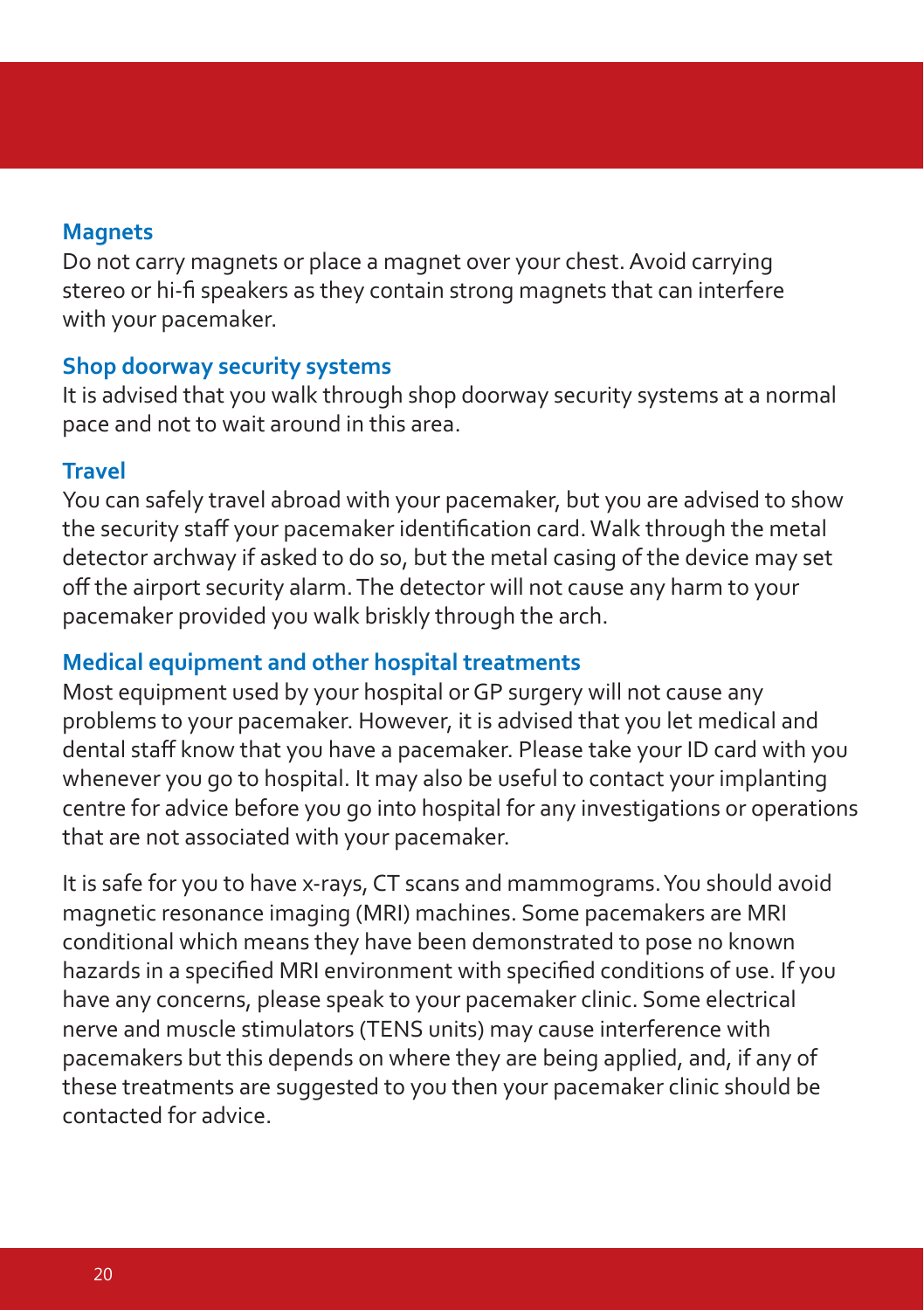### Magnets

Do not carry magnets or place a magnet over your chest. Avoid carrying stereo or hi-fi speakers as they contain strong magnets that can interfere with your pacemaker.

### Shop doorway security systems

It is advised that you walk through shop doorway security systems at a normal pace and not to wait around in this area.

### Travel

You can safely travel abroad with your pacemaker, but you are advised to show the security staff your pacemaker identification card. Walk through the metal detector archway if asked to do so, but the metal casing of the device may set off the airport security alarm. The detector will not cause any harm to your pacemaker provided you walk briskly through the arch.

### Medical equipment and other hospital treatments

Most equipment used by your hospital or GP surgery will not cause any problems to your pacemaker. However, it is advised that you let medical and dental staff know that you have a pacemaker. Please take your ID card with you whenever you go to hospital. It may also be useful to contact your implanting centre for advice before you go into hospital for any investigations or operations that are not associated with your pacemaker.

It is safe for you to have x-rays, CT scans and mammograms. You should avoid magnetic resonance imaging (MRI) machines. Some pacemakers are MRI conditional which means they have been demonstrated to pose no known hazards in a specified MRI environment with specified conditions of use. If you have any concerns, please speak to your pacemaker clinic. Some electrical nerve and muscle stimulators (TENS units) may cause interference with pacemakers but this depends on where they are being applied, and, if any of these treatments are suggested to you then your pacemaker clinic should be contacted for advice.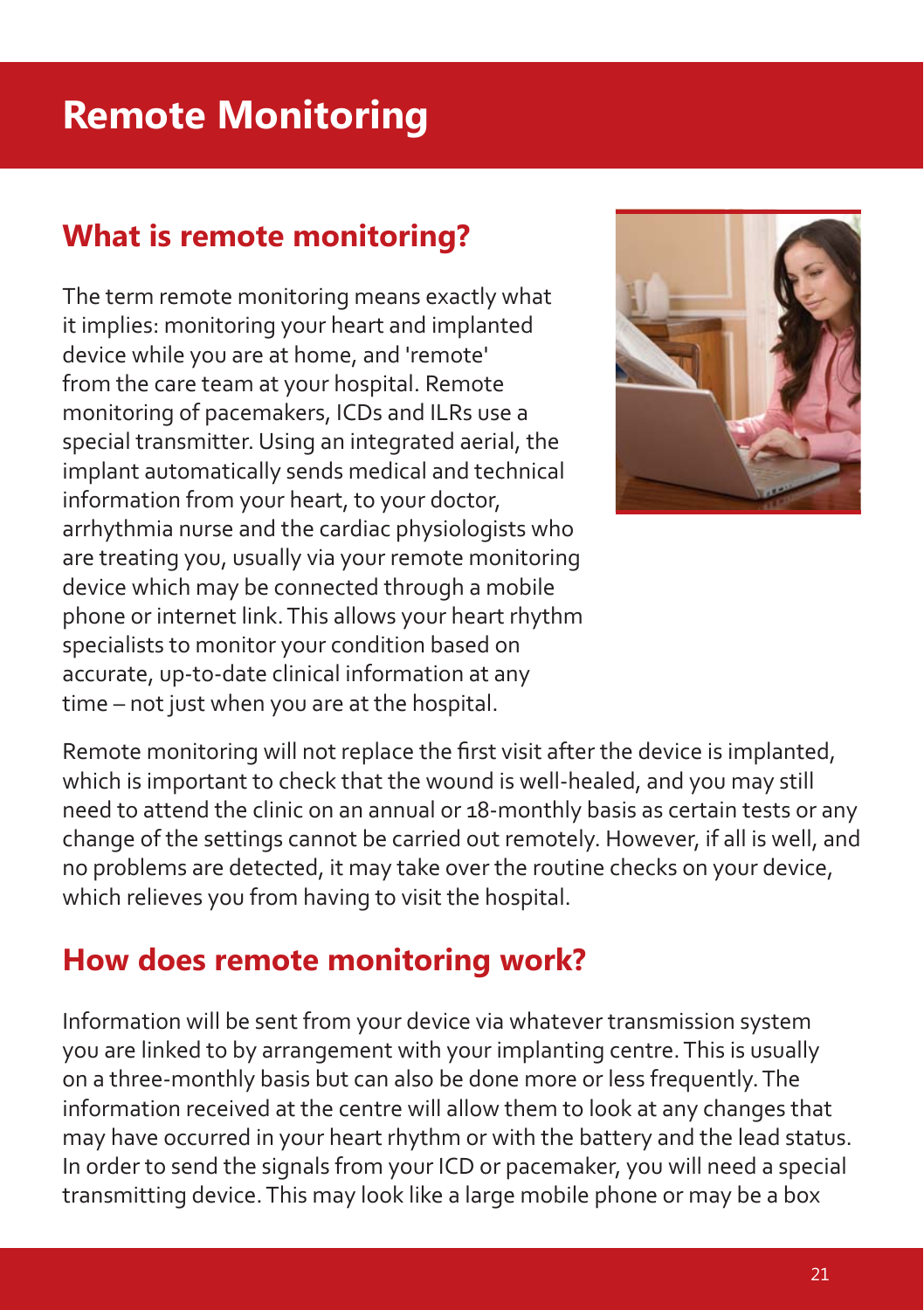# Remote Monitoring

## What is remote monitoring?

The term remote monitoring means exactly what it implies: monitoring your heart and implanted device while you are at home, and 'remote' from the care team at your hospital. Remote monitoring of pacemakers, ICDs and ILRs use a special transmitter. Using an integrated aerial, the implant automatically sends medical and technical information from your heart, to your doctor, arrhythmia nurse and the cardiac physiologists who are treating you, usually via your remote monitoring device which may be connected through a mobile phone or internet link. This allows your heart rhythm specialists to monitor your condition based on accurate, up-to-date clinical information at any time – not just when you are at the hospital.

Remote monitoring will not replace the first visit after the device is implanted, which is important to check that the wound is well-healed, and you may still need to attend the clinic on an annual or 18-monthly basis as certain tests or any change of the settings cannot be carried out remotely. However, if all is well, and no problems are detected, it may take over the routine checks on your device, which relieves you from having to visit the hospital.

## How does remote monitoring work?

Information will be sent from your device via whatever transmission system you are linked to by arrangement with your implanting centre. This is usually on a three-monthly basis but can also be done more or less frequently. The information received at the centre will allow them to look at any changes that may have occurred in your heart rhythm or with the battery and the lead status. In order to send the signals from your ICD or pacemaker, you will need a special transmitting device. This may look like a large mobile phone or may be a box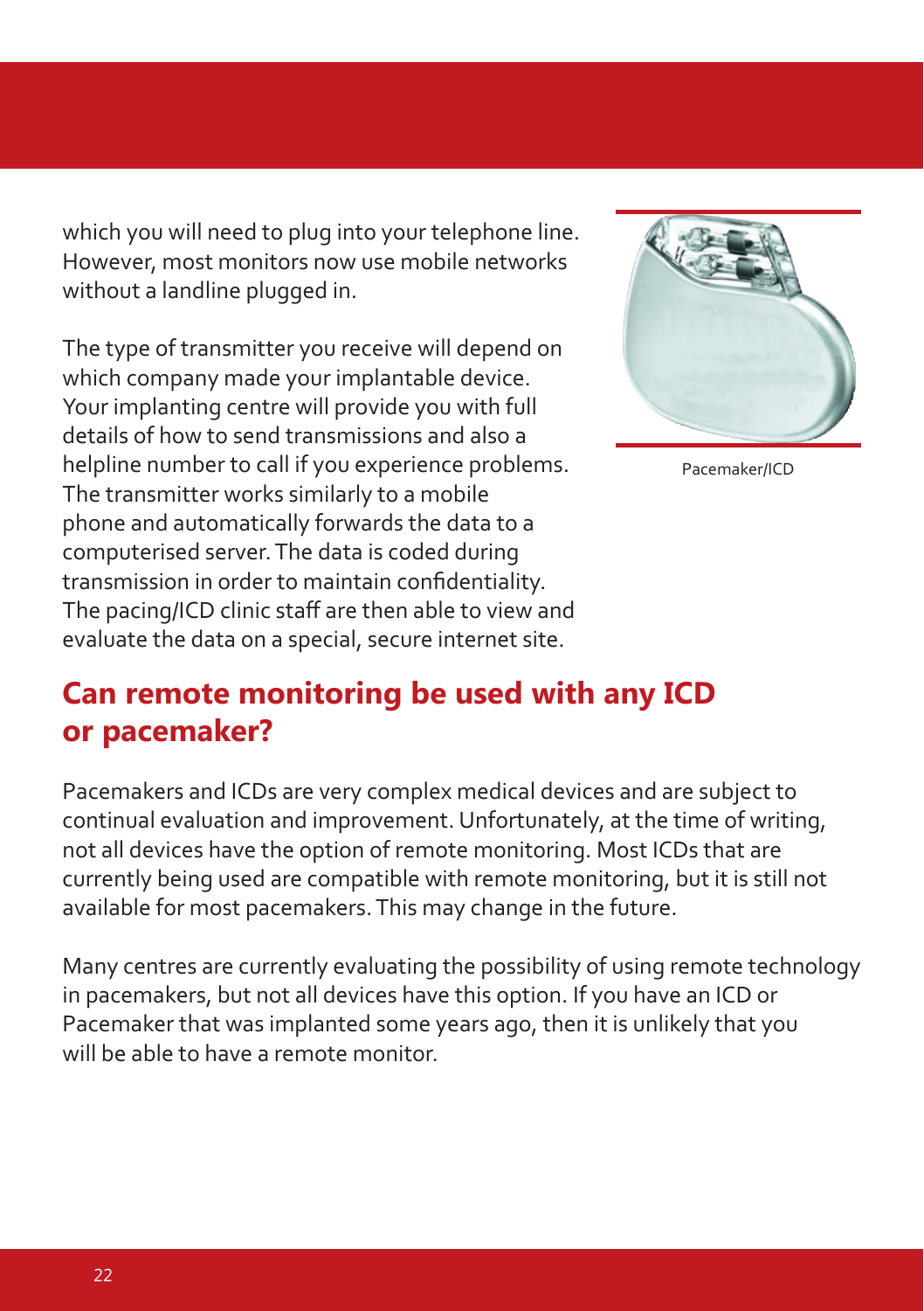which you will need to plug into your telephone line. However, most monitors now use mobile networks without a landline plugged in.

The type of transmitter you receive will depend on which company made your implantable device. Your implanting centre will provide you with full details of how to send transmissions and also a helpline number to call if you experience problems. The transmitter works similarly to a mobile phone and automatically forwards the data to a computerised server. The data is coded during transmission in order to maintain confidentiality. The pacing/ICD clinic staff are then able to view and evaluate the data on a special, secure internet site.

Pacemaker/ICD

## Can remote monitoring be used with any ICD or pacemaker?

Pacemakers and ICDs are very complex medical devices and are subject to continual evaluation and improvement. Unfortunately, at the time of writing, not all devices have the option of remote monitoring. Most ICDs that are currently being used are compatible with remote monitoring, but it is still not available for most pacemakers. This may change in the future.

Many centres are currently evaluating the possibility of using remote technology in pacemakers, but not all devices have this option. If you have an ICD or Pacemaker that was implanted some years ago, then it is unlikely that you will be able to have a remote monitor.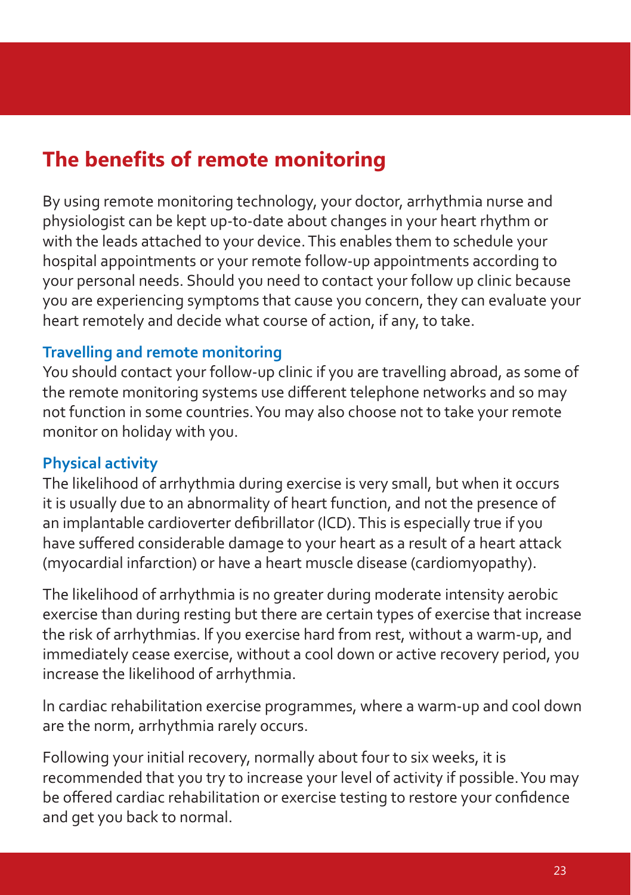## The benefits of remote monitoring

By using remote monitoring technology, your doctor, arrhythmia nurse and physiologist can be kept up-to-date about changes in your heart rhythm or with the leads attached to your device. This enables them to schedule your hospital appointments or your remote follow-up appointments according to your personal needs. Should you need to contact your follow up clinic because you are experiencing symptoms that cause you concern, they can evaluate your heart remotely and decide what course of action, if any, to take.

### Travelling and remote monitoring

You should contact your follow-up clinic if you are travelling abroad, as some of the remote monitoring systems use different telephone networks and so may not function in some countries. You may also choose not to take your remote monitor on holiday with you.

### Physical activity

The likelihood of arrhythmia during exercise is very small, but when it occurs it is usually due to an abnormality of heart function, and not the presence of an implantable cardioverter defibrillator (ICD). This is especially true if you have suffered considerable damage to your heart as a result of a heart attack (myocardial infarction) or have a heart muscle disease (cardiomyopathy).

The likelihood of arrhythmia is no greater during moderate intensity aerobic exercise than during resting but there are certain types of exercise that increase the risk of arrhythmias. If you exercise hard from rest, without a warm-up, and immediately cease exercise, without a cool down or active recovery period, you increase the likelihood of arrhythmia.

In cardiac rehabilitation exercise programmes, where a warm-up and cool down are the norm, arrhythmia rarely occurs.

Following your initial recovery, normally about four to six weeks, it is recommended that you try to increase your level of activity if possible. You may be offered cardiac rehabilitation or exercise testing to restore your confidence and get you back to normal.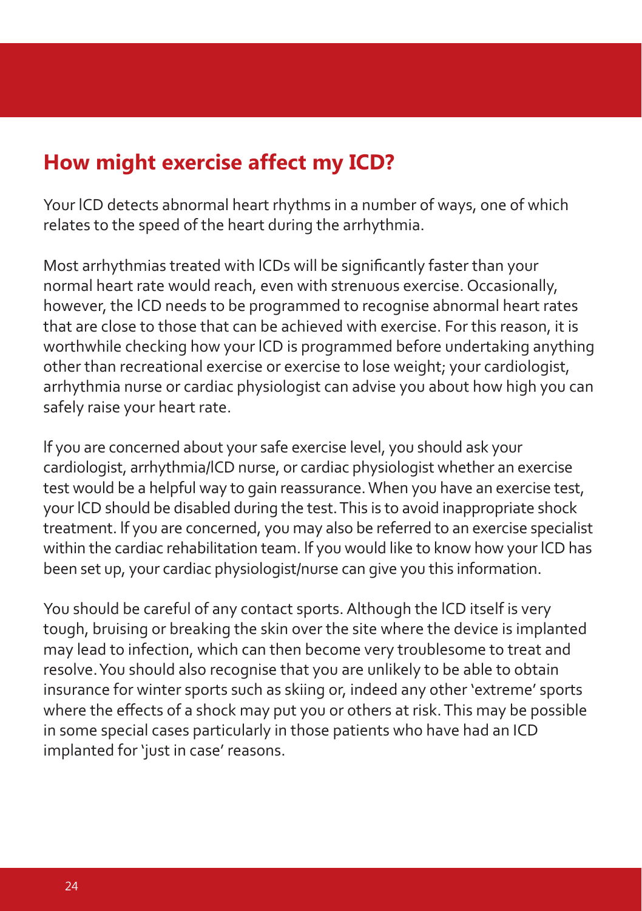## How might exercise affect my ICD?

Your ICD detects abnormal heart rhythms in a number of ways, one of which relates to the speed of the heart during the arrhythmia.

Most arrhythmias treated with ICDs will be significantly faster than your normal heart rate would reach, even with strenuous exercise. Occasionally, however, the ICD needs to be programmed to recognise abnormal heart rates that are close to those that can be achieved with exercise. For this reason, it is worthwhile checking how your ICD is programmed before undertaking anything other than recreational exercise or exercise to lose weight; your cardiologist, arrhythmia nurse or cardiac physiologist can advise you about how high you can safely raise your heart rate.

If you are concerned about your safe exercise level, you should ask your cardiologist, arrhythmia/ICD nurse, or cardiac physiologist whether an exercise test would be a helpful way to gain reassurance. When you have an exercise test, your ICD should be disabled during the test. This is to avoid inappropriate shock treatment. If you are concerned, you may also be referred to an exercise specialist within the cardiac rehabilitation team. If you would like to know how your ICD has been set up, your cardiac physiologist/nurse can give you this information.

You should be careful of any contact sports. Although the ICD itself is very tough, bruising or breaking the skin over the site where the device is implanted may lead to infection, which can then become very troublesome to treat and resolve. You should also recognise that you are unlikely to be able to obtain insurance for winter sports such as skiing or, indeed any other 'extreme' sports where the effects of a shock may put you or others at risk. This may be possible in some special cases particularly in those patients who have had an ICD implanted for 'just in case' reasons.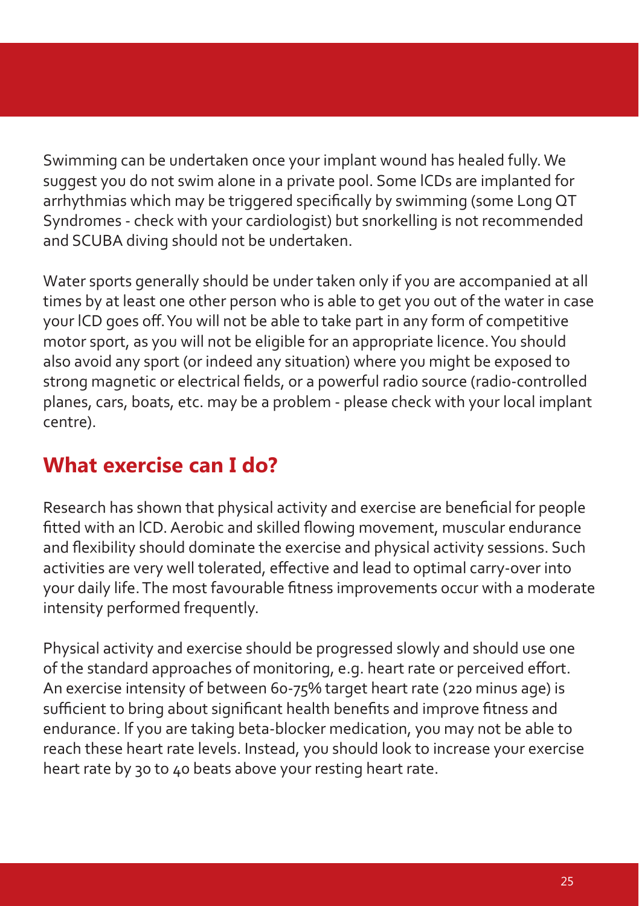Swimming can be undertaken once your implant wound has healed fully. We suggest you do not swim alone in a private pool. Some ICDs are implanted for arrhythmias which may be triggered specifically by swimming (some Long QT Syndromes - check with your cardiologist) but snorkelling is not recommended and SCUBA diving should not be undertaken.

Water sports generally should be under taken only if you are accompanied at all times by at least one other person who is able to get you out of the water in case your ICD goes off. You will not be able to take part in any form of competitive motor sport, as you will not be eligible for an appropriate licence. You should also avoid any sport (or indeed any situation) where you might be exposed to strong magnetic or electrical fields, or a powerful radio source (radio-controlled planes, cars, boats, etc. may be a problem - please check with your local implant centre).

## What exercise can I do?

Research has shown that physical activity and exercise are beneficial for people fitted with an ICD. Aerobic and skilled flowing movement, muscular endurance and flexibility should dominate the exercise and physical activity sessions. Such activities are very well tolerated, effective and lead to optimal carry-over into your daily life. The most favourable fitness improvements occur with a moderate intensity performed frequently.

Physical activity and exercise should be progressed slowly and should use one of the standard approaches of monitoring, e.g. heart rate or perceived effort. An exercise intensity of between 60-75% target heart rate (220 minus age) is sufficient to bring about significant health benefits and improve fitness and endurance. If you are taking beta-blocker medication, you may not be able to reach these heart rate levels. Instead, you should look to increase your exercise heart rate by 30 to 40 beats above your resting heart rate.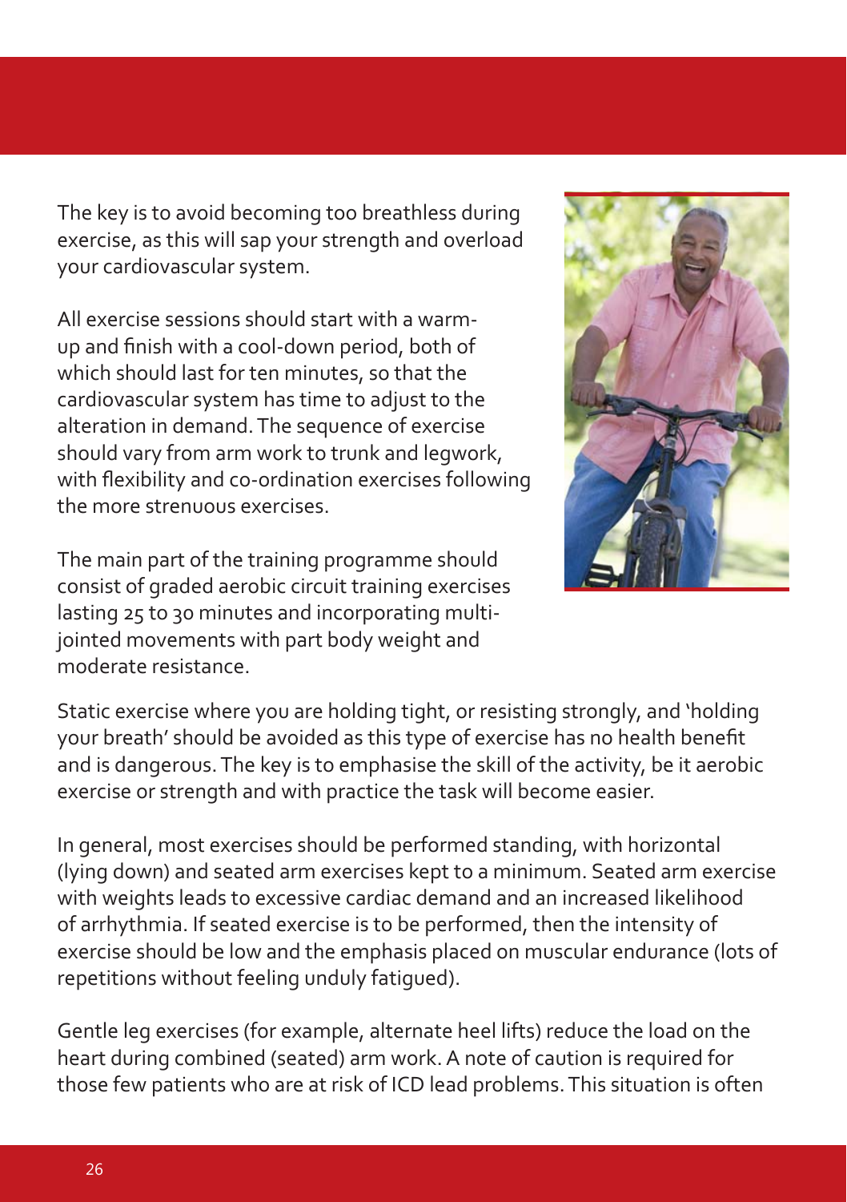The key is to avoid becoming too breathless during exercise, as this will sap your strength and overload your cardiovascular system.

All exercise sessions should start with a warm-up and finish with a cool-down period, both of which should last for ten minutes, so that the cardiovascular system has time to adjust to the alteration in demand. The sequence of exercise should vary from arm work to trunk and legwork, with flexibility and co-ordination exercises following the more strenuous exercises.

The main part of the training programme should consist of graded aerobic circuit training exercises lasting 25 to 30 minutes and incorporating multi-jointed movements with part body weight and moderate resistance.

Static exercise where you are holding tight, or resisting strongly, and 'holding your breath' should be avoided as this type of exercise has no health benefit and is dangerous. The key is to emphasise the skill of the activity, be it aerobic exercise or strength and with practice the task will become easier.

In general, most exercises should be performed standing, with horizontal (lying down) and seated arm exercises kept to a minimum. Seated arm exercise with weights leads to excessive cardiac demand and an increased likelihood of arrhythmia. If seated exercise is to be performed, then the intensity of exercise should be low and the emphasis placed on muscular endurance (lots of repetitions without feeling unduly fatigued).

Gentle leg exercises (for example, alternate heel lifts) reduce the load on the heart during combined (seated) arm work. A note of caution is required for those few patients who are at risk of ICD lead problems. This situation is often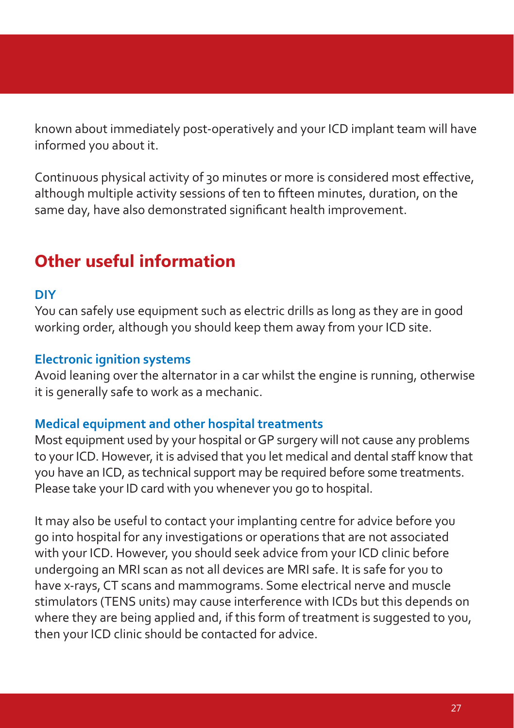known about immediately post-operatively and your ICD implant team will have informed you about it.

Continuous physical activity of 30 minutes or more is considered most effective, although multiple activity sessions of ten to fifteen minutes, duration, on the same day, have also demonstrated significant health improvement.

## Other useful information

### DIY

You can safely use equipment such as electric drills as long as they are in good working order, although you should keep them away from your ICD site.

### Electronic ignition systems

Avoid leaning over the alternator in a car whilst the engine is running, otherwise it is generally safe to work as a mechanic.

### Medical equipment and other hospital treatments

Most equipment used by your hospital or GP surgery will not cause any problems to your ICD. However, it is advised that you let medical and dental staff know that you have an ICD, as technical support may be required before some treatments. Please take your ID card with you whenever you go to hospital.

It may also be useful to contact your implanting centre for advice before you go into hospital for any investigations or operations that are not associated with your ICD. However, you should seek advice from your ICD clinic before undergoing an MRI scan as not all devices are MRI safe. It is safe for you to have x-rays, CT scans and mammograms. Some electrical nerve and muscle stimulators (TENS units) may cause interference with ICDs but this depends on where they are being applied and, if this form of treatment is suggested to you, then your ICD clinic should be contacted for advice.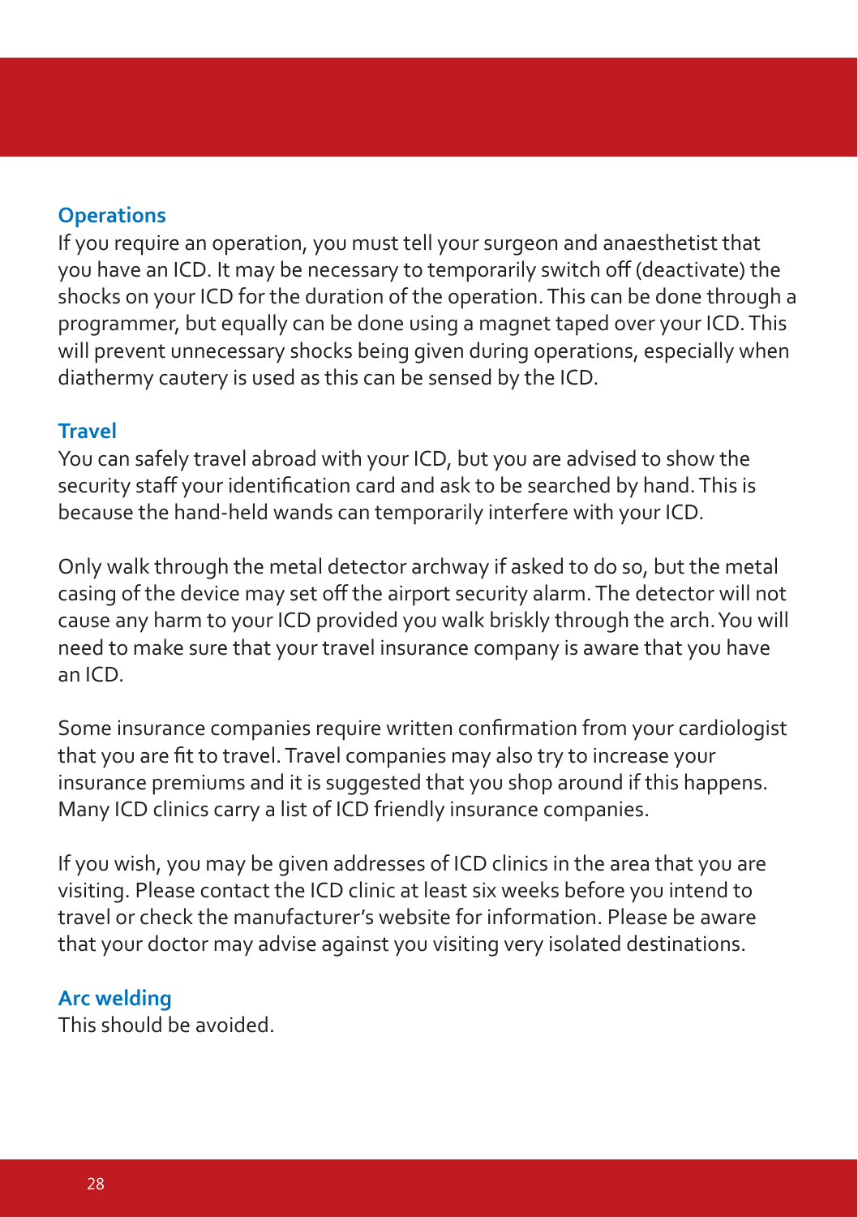## Operations

If you require an operation, you must tell your surgeon and anaesthetist that you have an ICD. It may be necessary to temporarily switch off (deactivate) the shocks on your ICD for the duration of the operation. This can be done through a programmer, but equally can be done using a magnet taped over your ICD. This will prevent unnecessary shocks being given during operations, especially when diathermy cautery is used as this can be sensed by the ICD.

## Travel

You can safely travel abroad with your ICD, but you are advised to show the security staff your identification card and ask to be searched by hand. This is because the hand-held wands can temporarily interfere with your ICD.

Only walk through the metal detector archway if asked to do so, but the metal casing of the device may set off the airport security alarm. The detector will not cause any harm to your ICD provided you walk briskly through the arch. You will need to make sure that your travel insurance company is aware that you have an ICD.

Some insurance companies require written confirmation from your cardiologist that you are fit to travel. Travel companies may also try to increase your insurance premiums and it is suggested that you shop around if this happens. Many ICD clinics carry a list of ICD friendly insurance companies.

If you wish, you may be given addresses of ICD clinics in the area that you are visiting. Please contact the ICD clinic at least six weeks before you intend to travel or check the manufacturer's website for information. Please be aware that your doctor may advise against you visiting very isolated destinations.

## Arc welding

This should be avoided.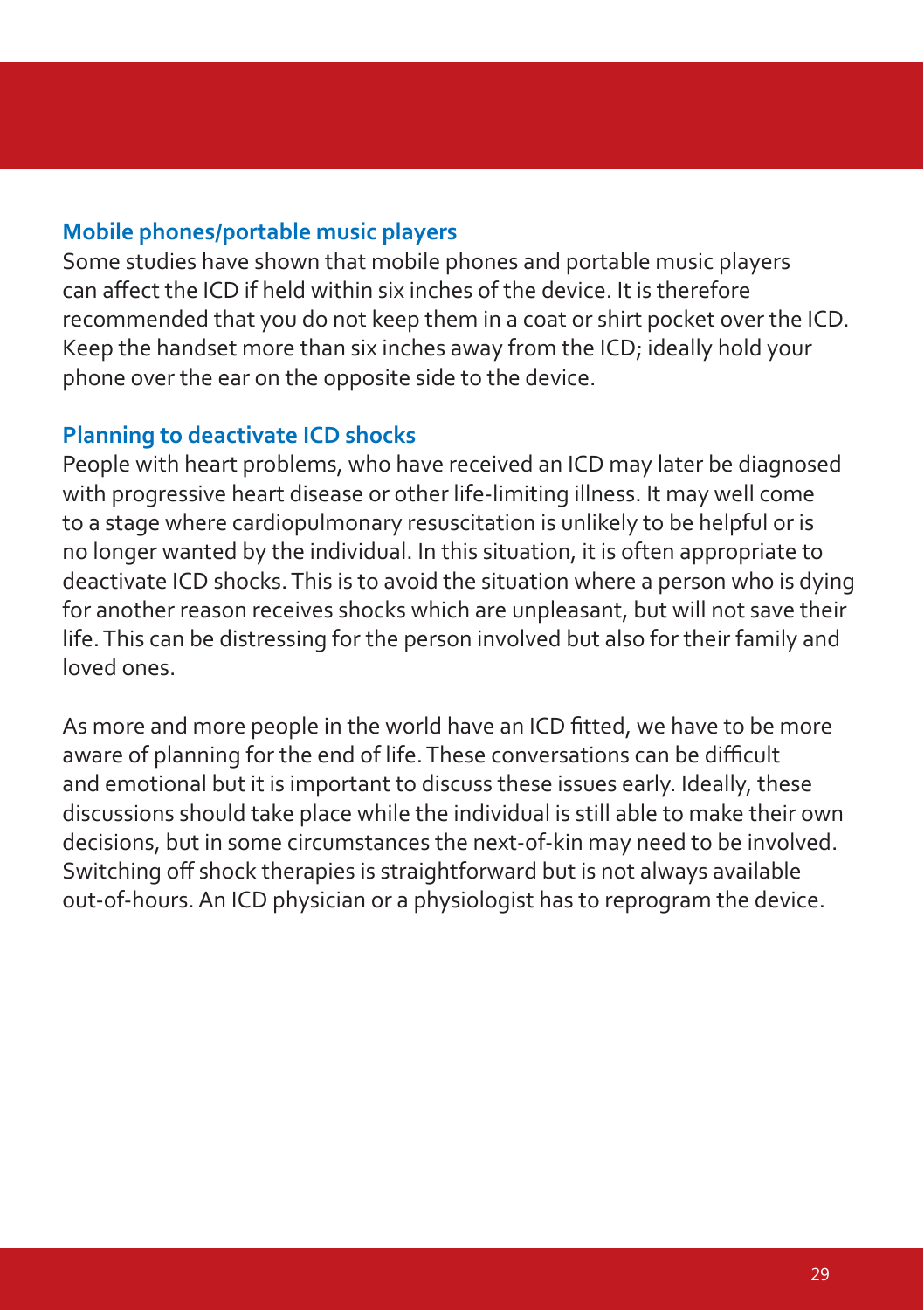## Mobile phones/portable music players

Some studies have shown that mobile phones and portable music players can affect the ICD if held within six inches of the device. It is therefore recommended that you do not keep them in a coat or shirt pocket over the ICD. Keep the handset more than six inches away from the ICD; ideally hold your phone over the ear on the opposite side to the device.

## Planning to deactivate ICD shocks

People with heart problems, who have received an ICD may later be diagnosed with progressive heart disease or other life-limiting illness. It may well come to a stage where cardiopulmonary resuscitation is unlikely to be helpful or is no longer wanted by the individual. In this situation, it is often appropriate to deactivate ICD shocks. This is to avoid the situation where a person who is dying for another reason receives shocks which are unpleasant, but will not save their life. This can be distressing for the person involved but also for their family and loved ones.

As more and more people in the world have an ICD fitted, we have to be more aware of planning for the end of life. These conversations can be difficult and emotional but it is important to discuss these issues early. Ideally, these discussions should take place while the individual is still able to make their own decisions, but in some circumstances the next-of-kin may need to be involved. Switching off shock therapies is straightforward but is not always available out-of-hours. An ICD physician or a physiologist has to reprogram the device.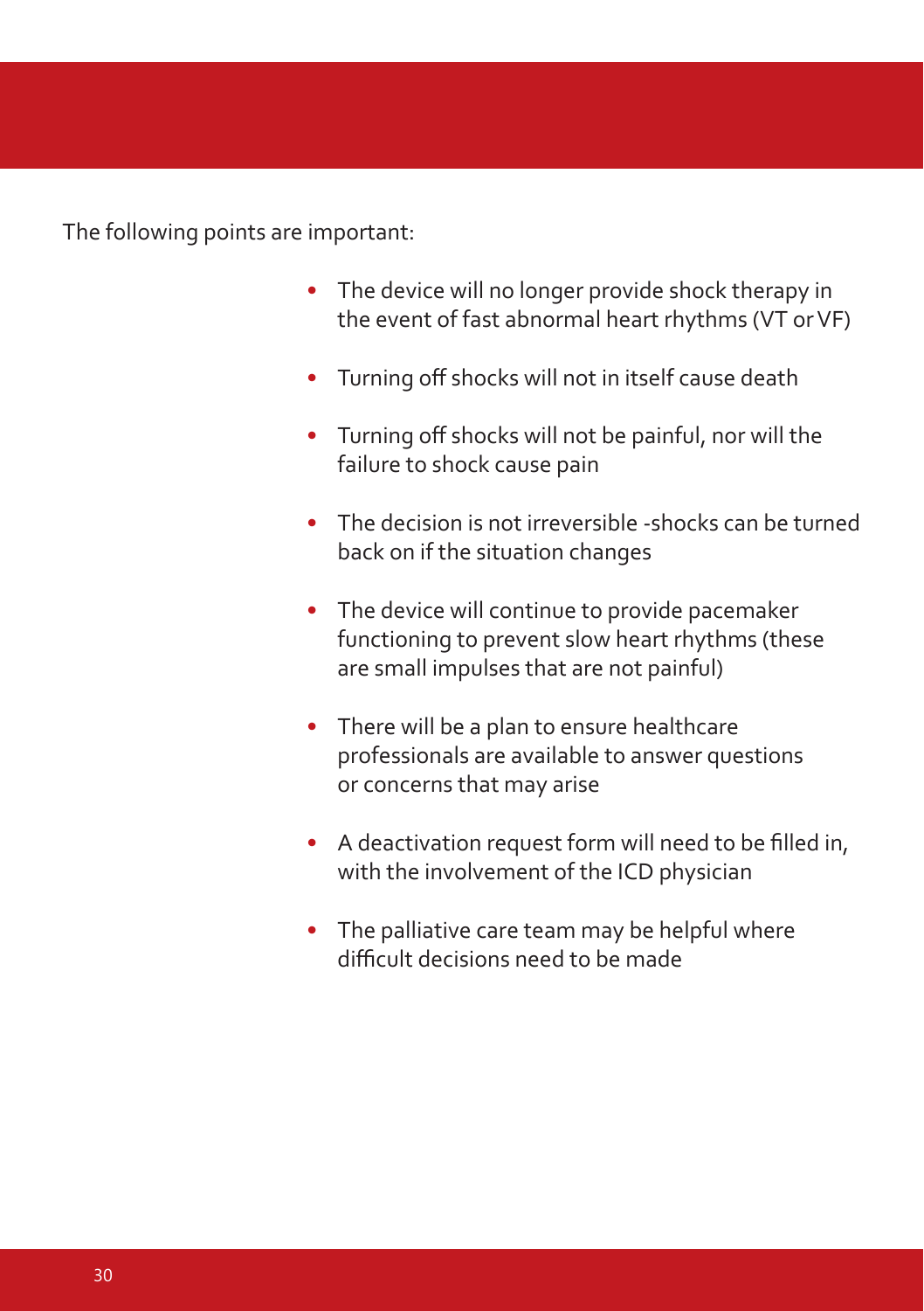The following points are important:

- The device will no longer provide shock therapy in the event of fast abnormal heart rhythms (VT or VF)
- Turning off shocks will not in itself cause death
- Turning off shocks will not be painful, nor will the failure to shock cause pain
- The decision is not irreversible -shocks can be turned back on if the situation changes
- The device will continue to provide pacemaker functioning to prevent slow heart rhythms (these are small impulses that are not painful)
- There will be a plan to ensure healthcare professionals are available to answer questions or concerns that may arise
- A deactivation request form will need to be filled in, with the involvement of the ICD physician
- The palliative care team may be helpful where difficult decisions need to be made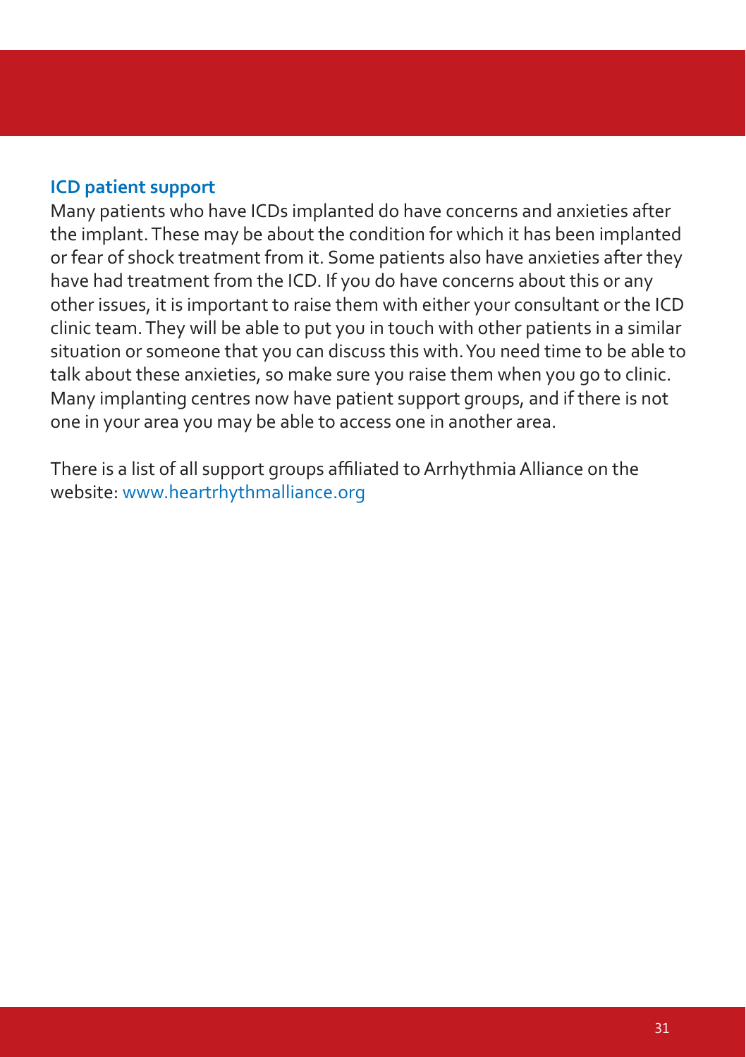## ICD patient support

Many patients who have ICDs implanted do have concerns and anxieties after the implant. These may be about the condition for which it has been implanted or fear of shock treatment from it. Some patients also have anxieties after they have had treatment from the ICD. If you do have concerns about this or any other issues, it is important to raise them with either your consultant or the ICD clinic team. They will be able to put you in touch with other patients in a similar situation or someone that you can discuss this with. You need time to be able to talk about these anxieties, so make sure you raise them when you go to clinic. Many implanting centres now have patient support groups, and if there is not one in your area you may be able to access one in another area.

There is a list of all support groups affiliated to Arrhythmia Alliance on the website: www.heartrhythmalliance.org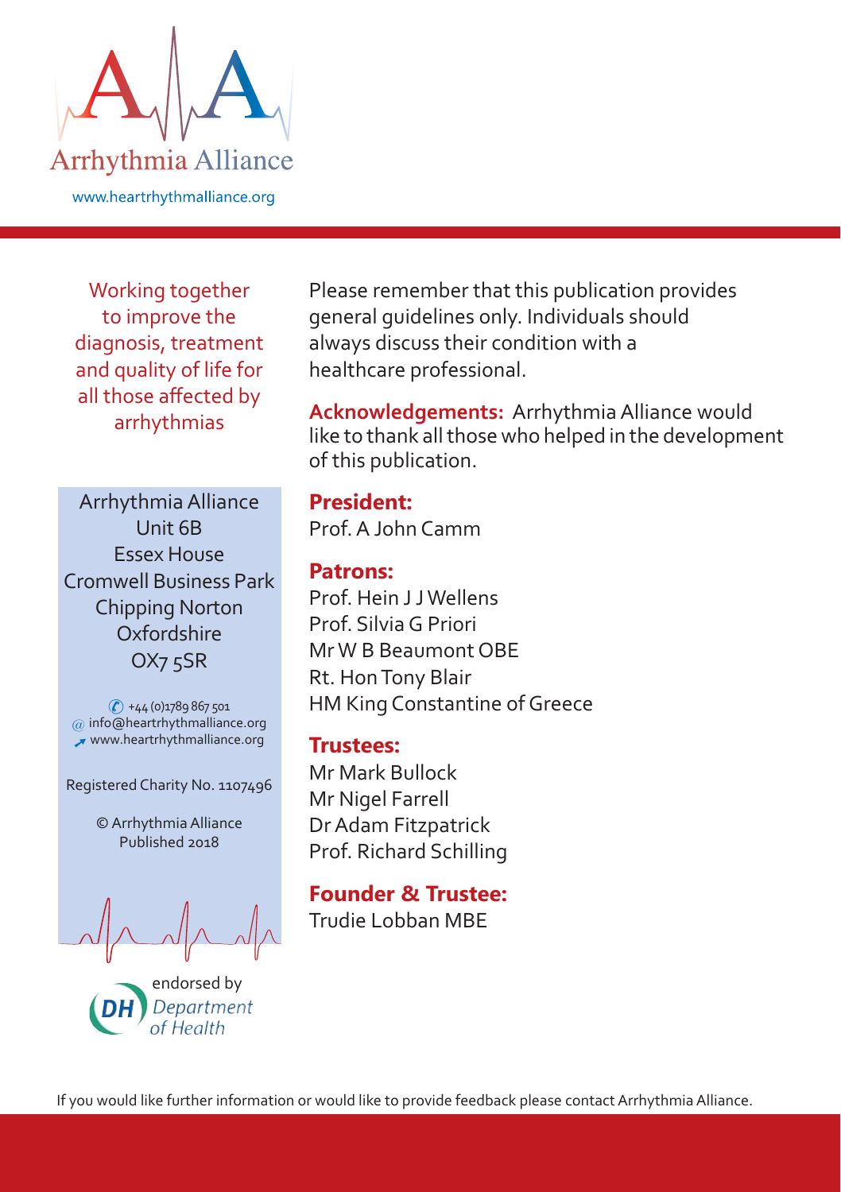Arrhythmia Alliance

www.heartrhythmalliance.org

Working together to improve the diagnosis, treatment and quality of life for all those affected by arrhythmias

Arrhythmia Alliance
Unit 6B
Essex House
Cromwell Business Park
Chipping Norton
Oxfordshire
OX7 5SR

+44 (0)1789 867 501
info@heartrhythmalliance.org
www.heartrhythmalliance.org

Registered Charity No. 1107496

© Arrhythmia Alliance
Published 2018

endorsed by Department of Health

Please remember that this publication provides general guidelines only. Individuals should always discuss their condition with a healthcare professional.

**Acknowledgements:** Arrhythmia Alliance would like to thank all those who helped in the development of this publication.

**President:**
Prof. A John Camm

**Patrons:**
Prof. Hein J J Wellens
Prof. Silvia G Priori
Mr W B Beaumont OBE
Rt. Hon Tony Blair
HM King Constantine of Greece

**Trustees:**
Mr Mark Bullock
Mr Nigel Farrell
Dr Adam Fitzpatrick
Prof. Richard Schilling

**Founder & Trustee:**
Trudie Lobban MBE

If you would like further information or would like to provide feedback please contact Arrhythmia Alliance.